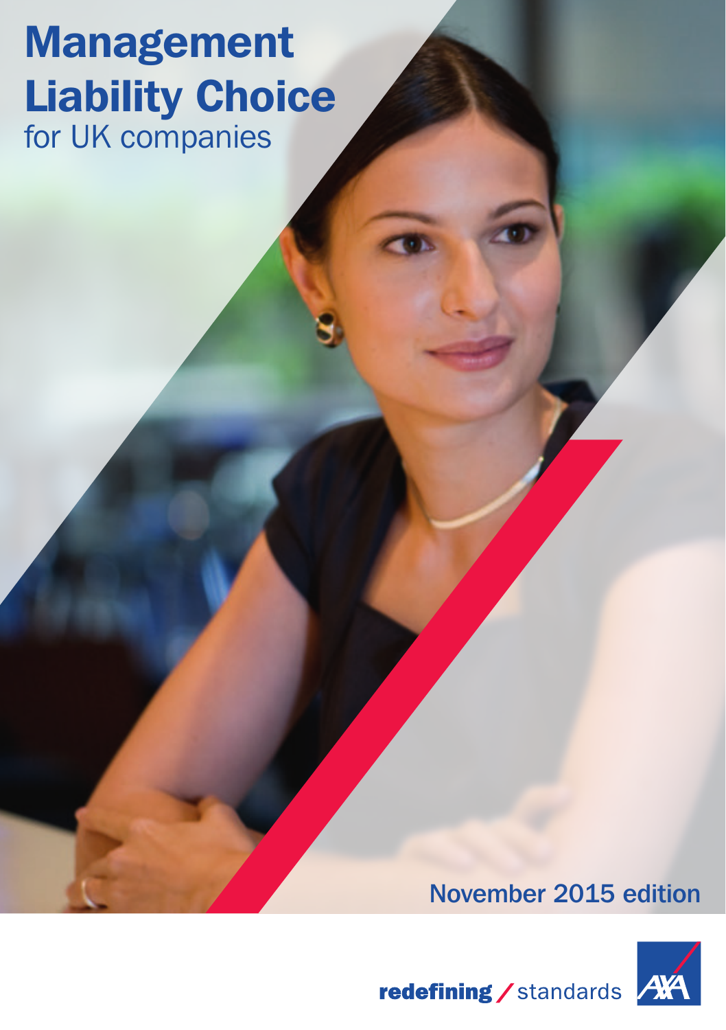# Management Liability Choice

for UK companies

November 2015 edition

redefining / standards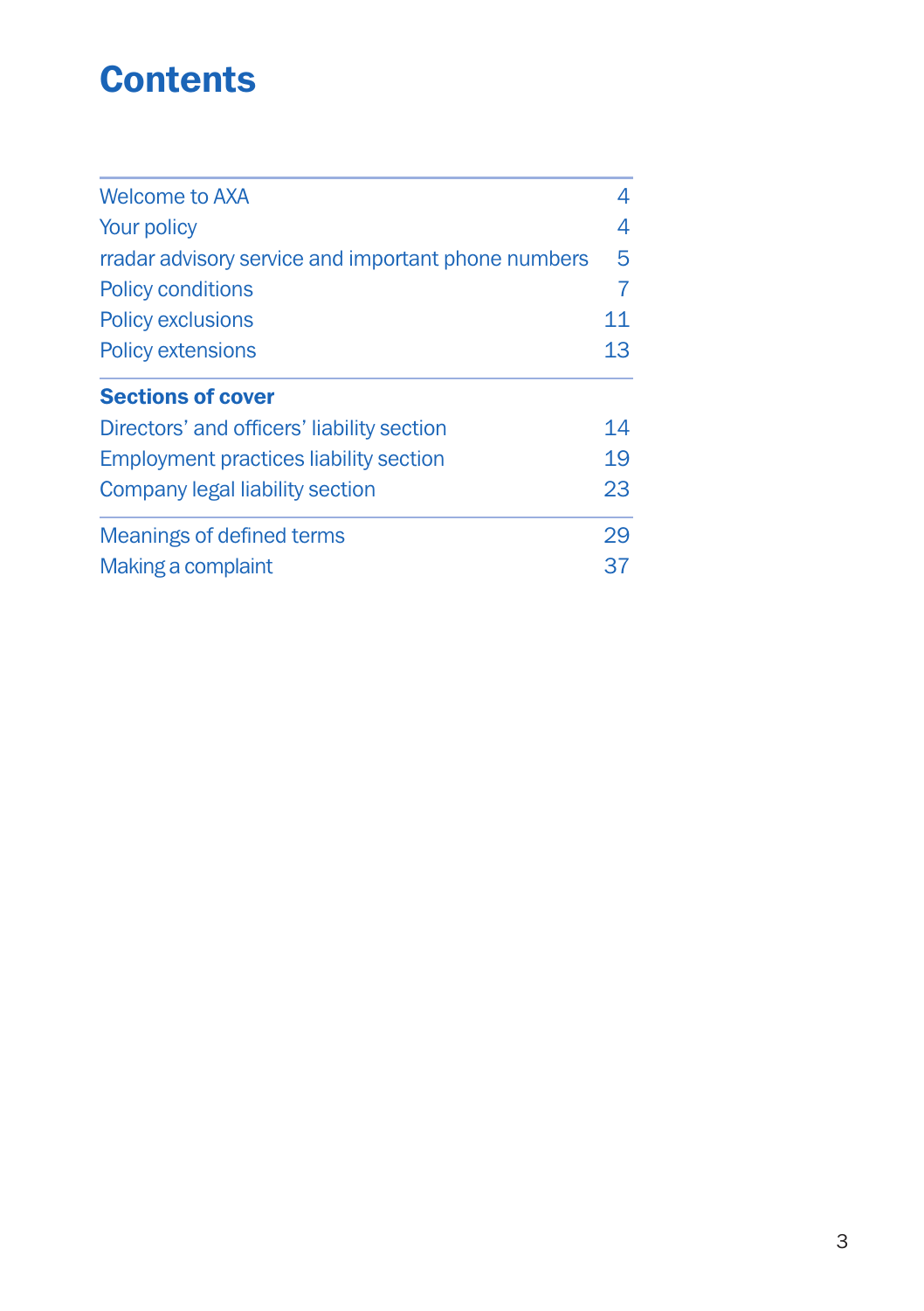# Contents

| | |
|---|---|
| Welcome to AXA | 4 |
| Your policy | 4 |
| rradar advisory service and important phone numbers | 5 |
| Policy conditions | 7 |
| Policy exclusions | 11 |
| Policy extensions | 13 |
| **Sections of cover** | |
| Directors' and officers' liability section | 14 |
| Employment practices liability section | 19 |
| Company legal liability section | 23 |
| Meanings of defined terms | 29 |
| Making a complaint | 37 |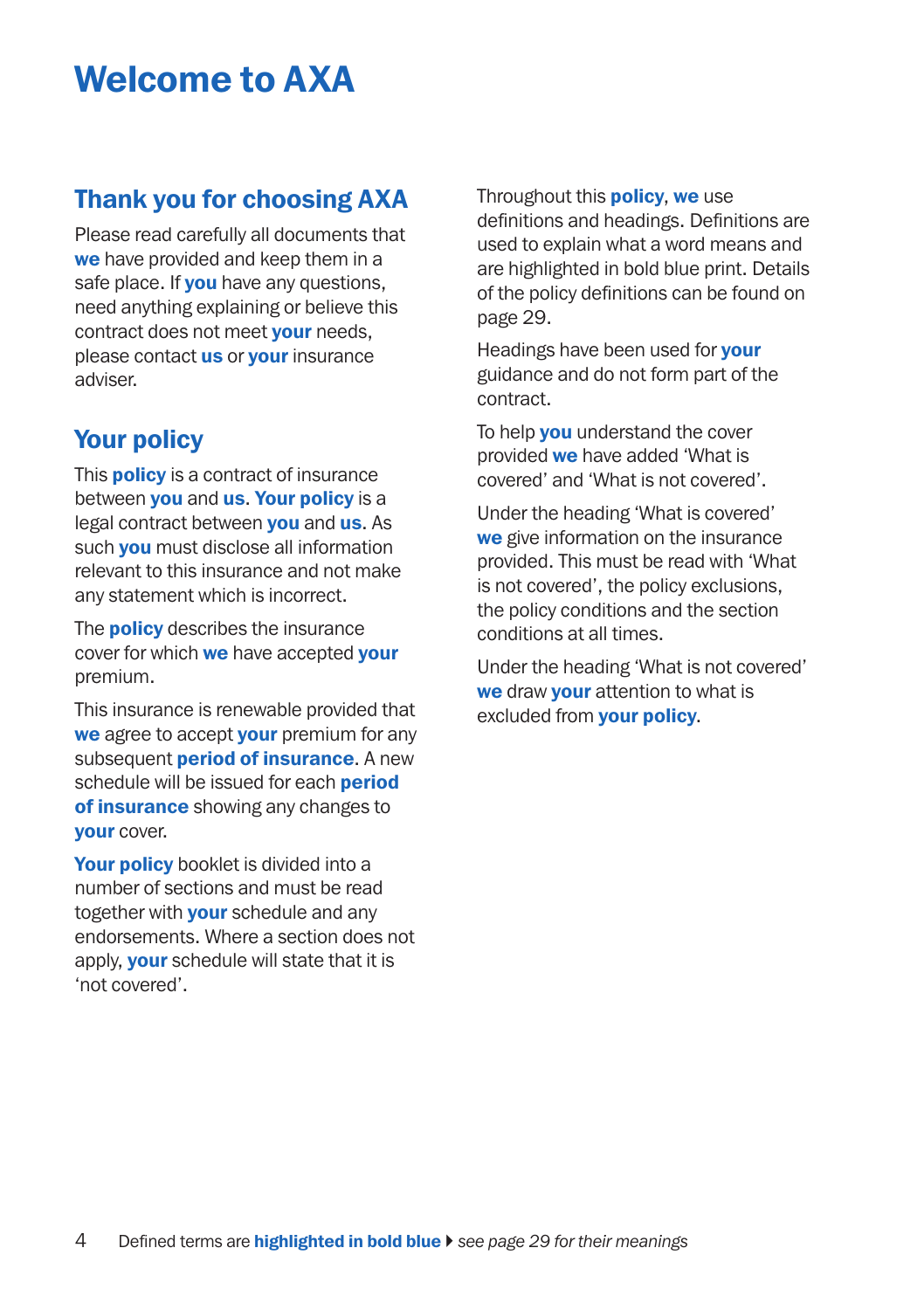# Welcome to AXA

## Thank you for choosing AXA

Please read carefully all documents that **we** have provided and keep them in a safe place. If **you** have any questions, need anything explaining or believe this contract does not meet **your** needs, please contact **us** or **your** insurance adviser.

## Your policy

This **policy** is a contract of insurance between **you** and **us**. **Your policy** is a legal contract between **you** and **us**. As such **you** must disclose all information relevant to this insurance and not make any statement which is incorrect.

The **policy** describes the insurance cover for which **we** have accepted **your** premium.

This insurance is renewable provided that **we** agree to accept **your** premium for any subsequent **period of insurance**. A new schedule will be issued for each **period of insurance** showing any changes to **your** cover.

**Your policy** booklet is divided into a number of sections and must be read together with **your** schedule and any endorsements. Where a section does not apply, **your** schedule will state that it is 'not covered'.

Throughout this **policy**, **we** use definitions and headings. Definitions are used to explain what a word means and are highlighted in bold blue print. Details of the policy definitions can be found on page 29.

Headings have been used for **your** guidance and do not form part of the contract.

To help **you** understand the cover provided **we** have added 'What is covered' and 'What is not covered'.

Under the heading 'What is covered' **we** give information on the insurance provided. This must be read with 'What is not covered', the policy exclusions, the policy conditions and the section conditions at all times.

Under the heading 'What is not covered' **we** draw **your** attention to what is excluded from **your policy**.

Defined terms are **highlighted in bold blue** ▸ *see page 29 for their meanings*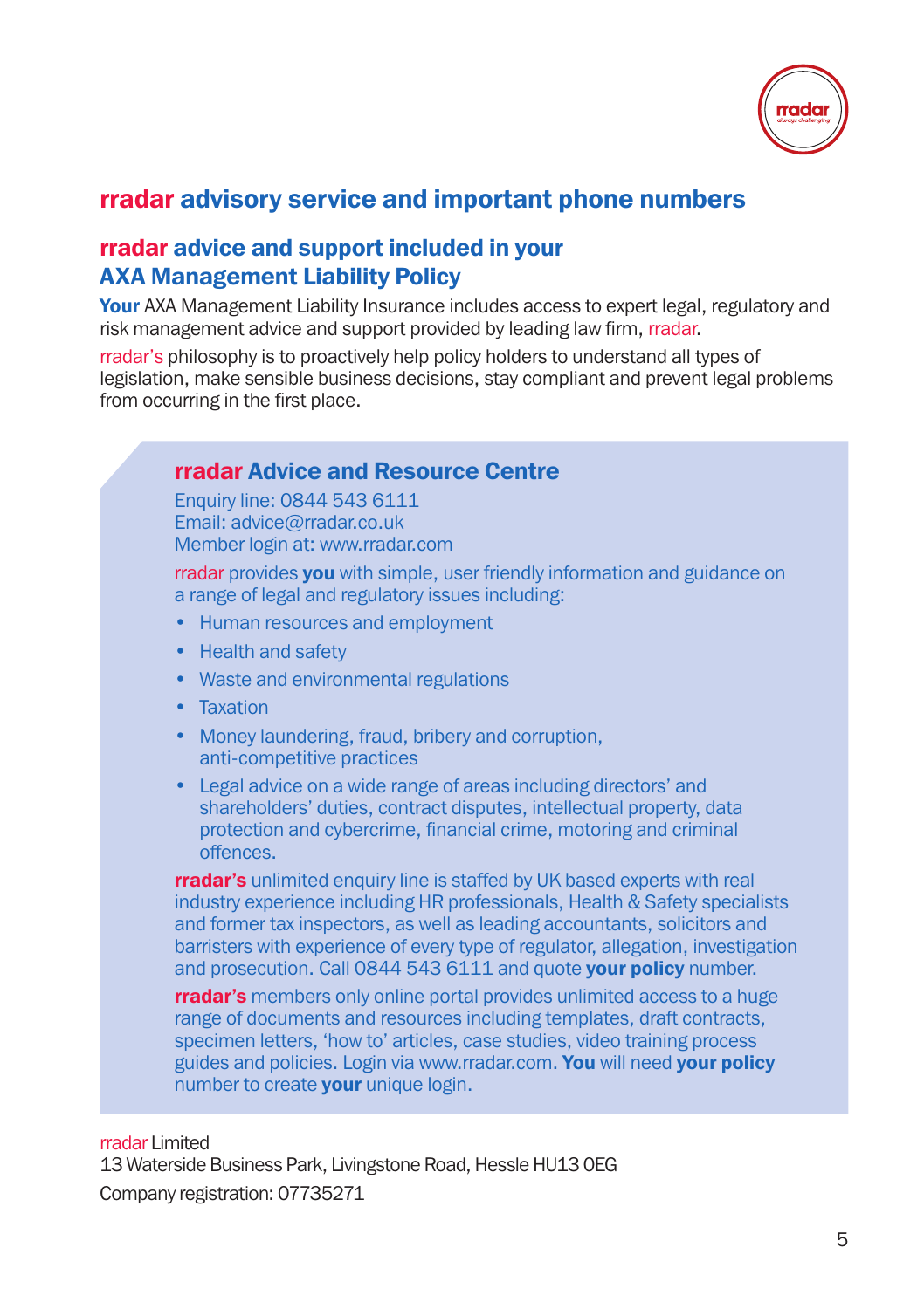## rradar advisory service and important phone numbers

### rradar advice and support included in your AXA Management Liability Policy

**Your** AXA Management Liability Insurance includes access to expert legal, regulatory and risk management advice and support provided by leading law firm, rradar.

rradar's philosophy is to proactively help policy holders to understand all types of legislation, make sensible business decisions, stay compliant and prevent legal problems from occurring in the first place.

### rradar Advice and Resource Centre

Enquiry line: 0844 543 6111
Email: advice@rradar.co.uk
Member login at: www.rradar.com

rradar provides **you** with simple, user friendly information and guidance on a range of legal and regulatory issues including:

- Human resources and employment
- Health and safety
- Waste and environmental regulations
- Taxation
- Money laundering, fraud, bribery and corruption, anti-competitive practices
- Legal advice on a wide range of areas including directors' and shareholders' duties, contract disputes, intellectual property, data protection and cybercrime, financial crime, motoring and criminal offences.

**rradar's** unlimited enquiry line is staffed by UK based experts with real industry experience including HR professionals, Health & Safety specialists and former tax inspectors, as well as leading accountants, solicitors and barristers with experience of every type of regulator, allegation, investigation and prosecution. Call 0844 543 6111 and quote **your policy** number.

**rradar's** members only online portal provides unlimited access to a huge range of documents and resources including templates, draft contracts, specimen letters, 'how to' articles, case studies, video training process guides and policies. Login via www.rradar.com. **You** will need **your policy** number to create **your** unique login.

rradar Limited
13 Waterside Business Park, Livingstone Road, Hessle HU13 0EG
Company registration: 07735271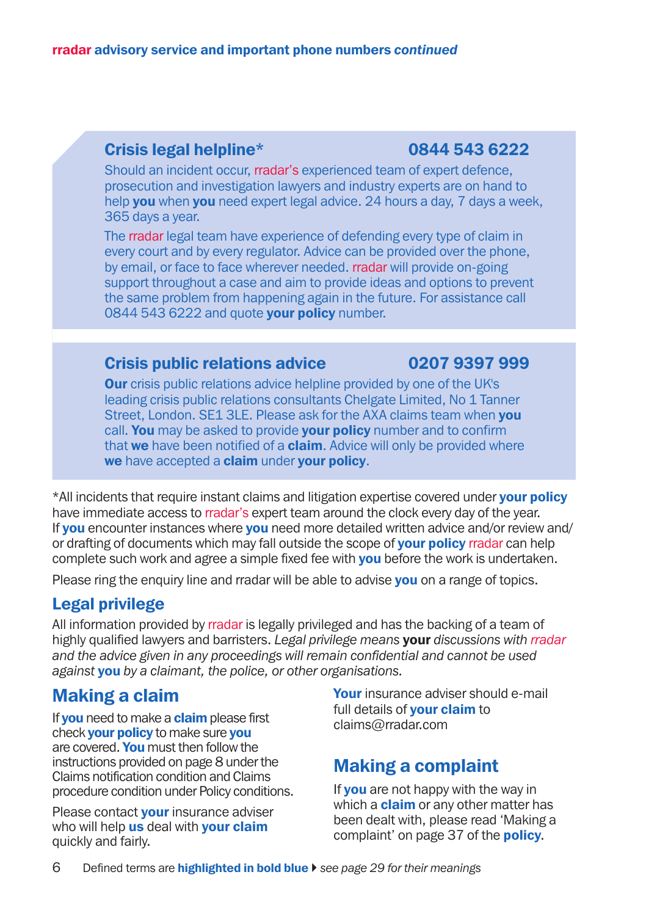**rradar advisory service and important phone numbers *continued***

### Crisis legal helpline* 0844 543 6222

Should an incident occur, rradar's experienced team of expert defence, prosecution and investigation lawyers and industry experts are on hand to help **you** when **you** need expert legal advice. 24 hours a day, 7 days a week, 365 days a year.

The rradar legal team have experience of defending every type of claim in every court and by every regulator. Advice can be provided over the phone, by email, or face to face wherever needed. rradar will provide on-going support throughout a case and aim to provide ideas and options to prevent the same problem from happening again in the future. For assistance call 0844 543 6222 and quote **your policy** number.

### Crisis public relations advice 0207 9397 999

**Our** crisis public relations advice helpline provided by one of the UK's leading crisis public relations consultants Chelgate Limited, No 1 Tanner Street, London. SE1 3LE. Please ask for the AXA claims team when **you** call. **You** may be asked to provide **your policy** number and to confirm that **we** have been notified of a **claim**. Advice will only be provided where **we** have accepted a **claim** under **your policy**.

*All incidents that require instant claims and litigation expertise covered under **your policy** have immediate access to rradar's expert team around the clock every day of the year. If **you** encounter instances where **you** need more detailed written advice and/or review and/or drafting of documents which may fall outside the scope of **your policy** rradar can help complete such work and agree a simple fixed fee with **you** before the work is undertaken.

Please ring the enquiry line and rradar will be able to advise **you** on a range of topics.

## Legal privilege

All information provided by rradar is legally privileged and has the backing of a team of highly qualified lawyers and barristers. *Legal privilege means* **your** *discussions with rradar and the advice given in any proceedings will remain confidential and cannot be used against* **you** *by a claimant, the police, or other organisations.*

## Making a claim

If **you** need to make a **claim** please first check **your policy** to make sure **you** are covered. **You** must then follow the instructions provided on page 8 under the Claims notification condition and Claims procedure condition under Policy conditions.

Please contact **your** insurance adviser who will help **us** deal with **your claim** quickly and fairly.

**Your** insurance adviser should e-mail full details of **your claim** to claims@rradar.com

## Making a complaint

If **you** are not happy with the way in which a **claim** or any other matter has been dealt with, please read 'Making a complaint' on page 37 of the **policy**.

Defined terms are **highlighted in bold blue** ▸ *see page 29 for their meanings*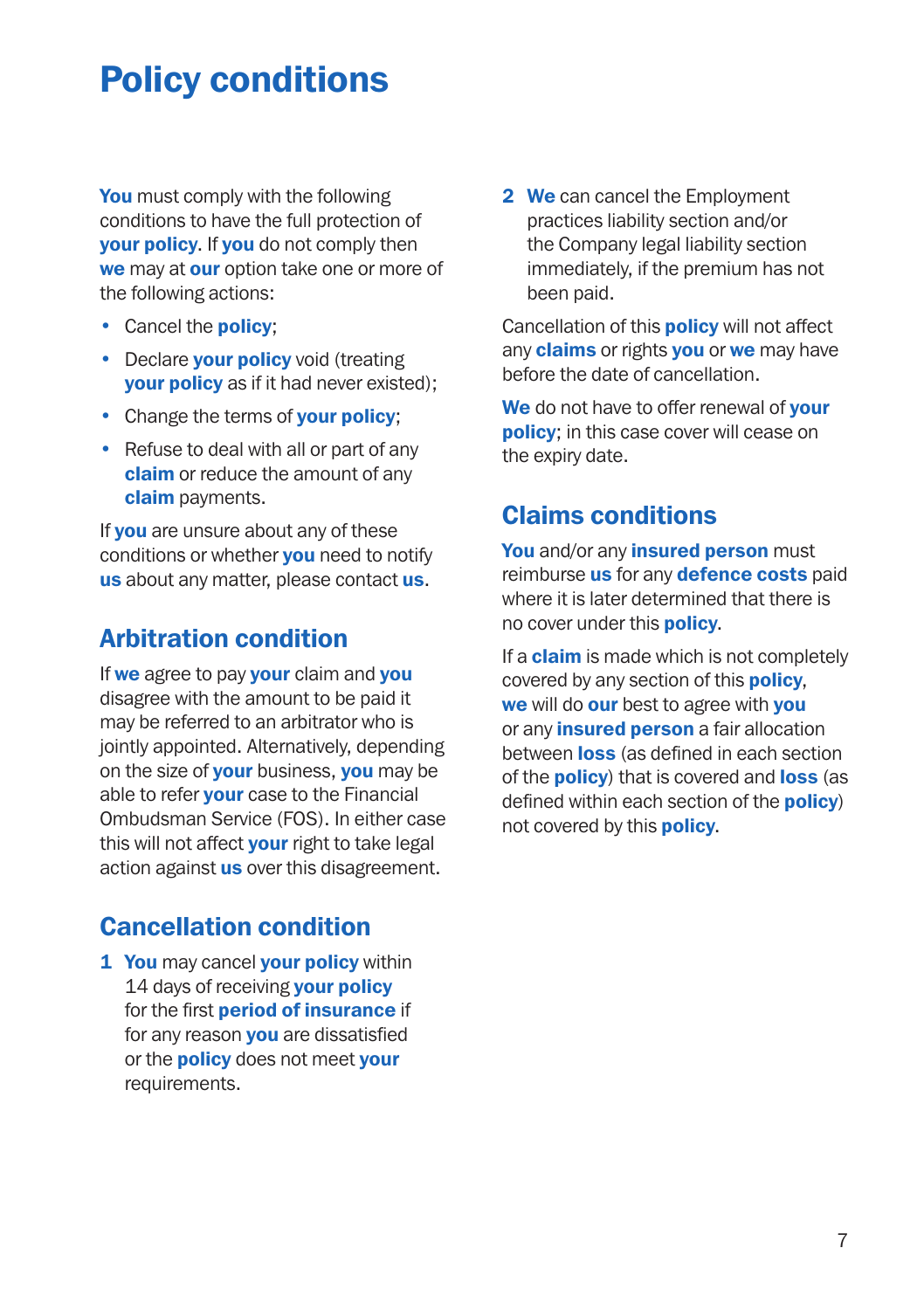# Policy conditions

**You** must comply with the following conditions to have the full protection of **your policy**. If **you** do not comply then **we** may at **our** option take one or more of the following actions:

- Cancel the **policy**;
- Declare **your policy** void (treating **your policy** as if it had never existed);
- Change the terms of **your policy**;
- Refuse to deal with all or part of any **claim** or reduce the amount of any **claim** payments.

If **you** are unsure about any of these conditions or whether **you** need to notify **us** about any matter, please contact **us**.

## Arbitration condition

If **we** agree to pay **your** claim and **you** disagree with the amount to be paid it may be referred to an arbitrator who is jointly appointed. Alternatively, depending on the size of **your** business, **you** may be able to refer **your** case to the Financial Ombudsman Service (FOS). In either case this will not affect **your** right to take legal action against **us** over this disagreement.

## Cancellation condition

1. **You** may cancel **your policy** within 14 days of receiving **your policy** for the first **period of insurance** if for any reason **you** are dissatisfied or the **policy** does not meet **your** requirements.
2. **We** can cancel the Employment practices liability section and/or the Company legal liability section immediately, if the premium has not been paid.

Cancellation of this **policy** will not affect any **claims** or rights **you** or **we** may have before the date of cancellation.

**We** do not have to offer renewal of **your policy**; in this case cover will cease on the expiry date.

## Claims conditions

**You** and/or any **insured person** must reimburse **us** for any **defence costs** paid where it is later determined that there is no cover under this **policy**.

If a **claim** is made which is not completely covered by any section of this **policy**, **we** will do **our** best to agree with **you** or any **insured person** a fair allocation between **loss** (as defined in each section of the **policy**) that is covered and **loss** (as defined within each section of the **policy**) not covered by this **policy**.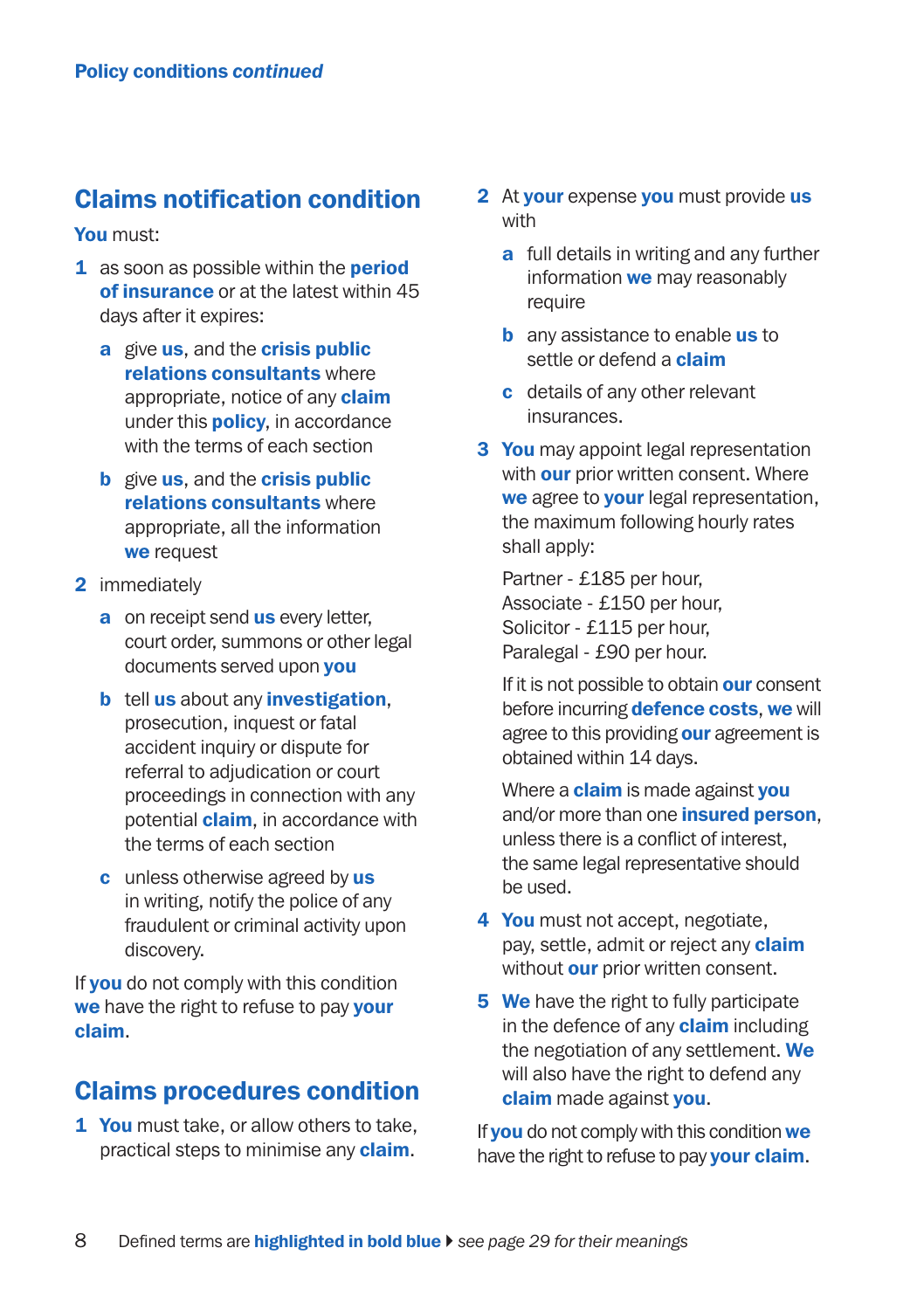Policy conditions *continued*

## Claims notification condition

**You** must:

1. as soon as possible within the **period of insurance** or at the latest within 45 days after it expires:
   - a give **us**, and the **crisis public relations consultants** where appropriate, notice of any **claim** under this **policy**, in accordance with the terms of each section
   - b give **us**, and the **crisis public relations consultants** where appropriate, all the information **we** request
2. immediately
   - a on receipt send **us** every letter, court order, summons or other legal documents served upon **you**
   - b tell **us** about any **investigation**, prosecution, inquest or fatal accident inquiry or dispute for referral to adjudication or court proceedings in connection with any potential **claim**, in accordance with the terms of each section
   - c unless otherwise agreed by **us** in writing, notify the police of any fraudulent or criminal activity upon discovery.

If **you** do not comply with this condition **we** have the right to refuse to pay **your claim**.

## Claims procedures condition

1. **You** must take, or allow others to take, practical steps to minimise any **claim**.
2. At **your** expense **you** must provide **us** with
   - a full details in writing and any further information **we** may reasonably require
   - b any assistance to enable **us** to settle or defend a **claim**
   - c details of any other relevant insurances.
3. **You** may appoint legal representation with **our** prior written consent. Where **we** agree to **your** legal representation, the maximum following hourly rates shall apply:

   Partner - £185 per hour,
   Associate - £150 per hour,
   Solicitor - £115 per hour,
   Paralegal - £90 per hour.

   If it is not possible to obtain **our** consent before incurring **defence costs**, **we** will agree to this providing **our** agreement is obtained within 14 days.

   Where a **claim** is made against **you** and/or more than one **insured person**, unless there is a conflict of interest, the same legal representative should be used.
4. **You** must not accept, negotiate, pay, settle, admit or reject any **claim** without **our** prior written consent.
5. **We** have the right to fully participate in the defence of any **claim** including the negotiation of any settlement. **We** will also have the right to defend any **claim** made against **you**.

If **you** do not comply with this condition **we** have the right to refuse to pay **your claim**.

Defined terms are **highlighted in bold blue** ▸ *see page 29 for their meanings*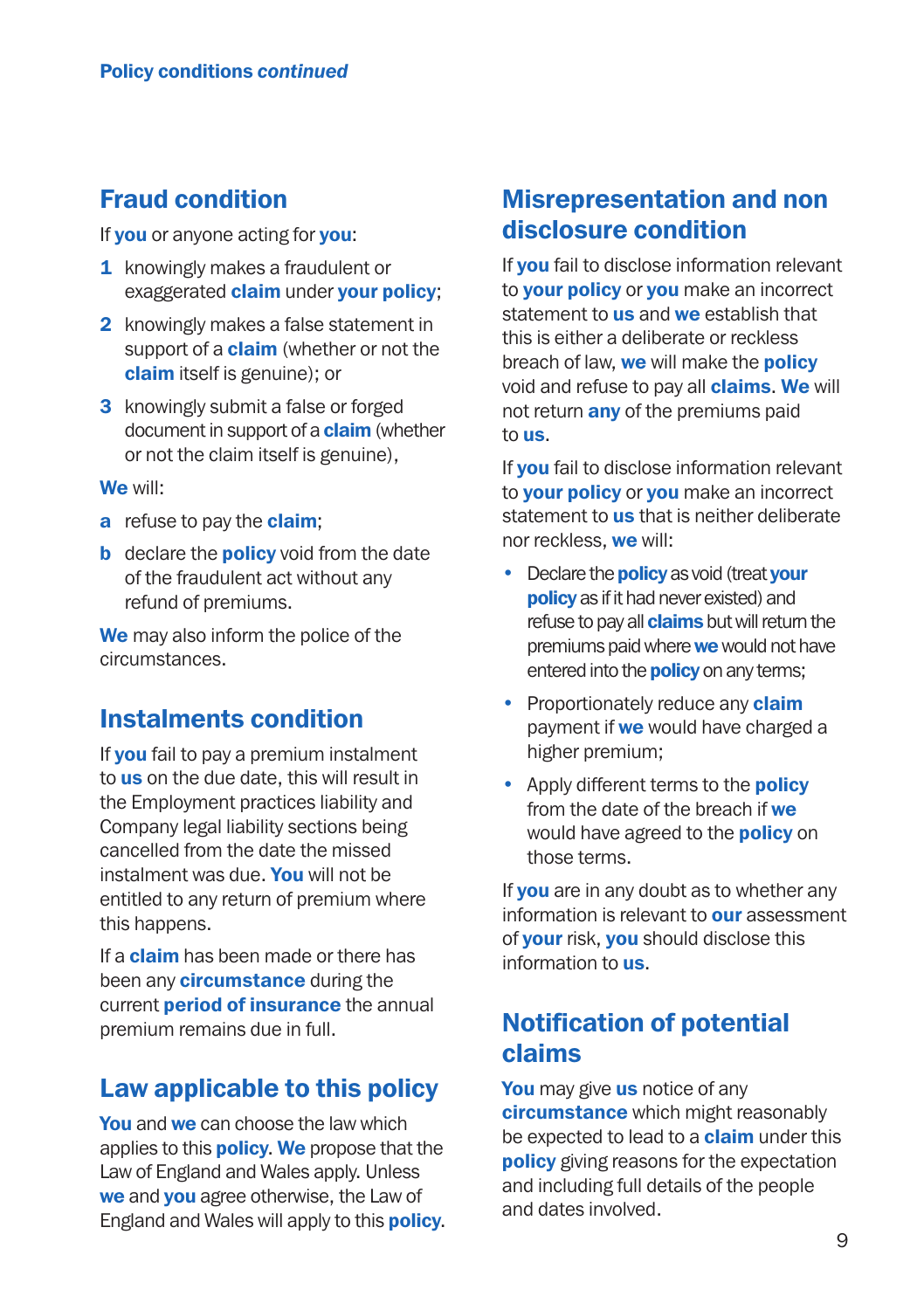## Fraud condition

If **you** or anyone acting for **you**:

1. knowingly makes a fraudulent or exaggerated **claim** under **your policy**;
2. knowingly makes a false statement in support of a **claim** (whether or not the **claim** itself is genuine); or
3. knowingly submit a false or forged document in support of a **claim** (whether or not the claim itself is genuine),

**We** will:

a. refuse to pay the **claim**;
b. declare the **policy** void from the date of the fraudulent act without any refund of premiums.

**We** may also inform the police of the circumstances.

## Instalments condition

If **you** fail to pay a premium instalment to **us** on the due date, this will result in the Employment practices liability and Company legal liability sections being cancelled from the date the missed instalment was due. **You** will not be entitled to any return of premium where this happens.

If a **claim** has been made or there has been any **circumstance** during the current **period of insurance** the annual premium remains due in full.

## Law applicable to this policy

**You** and **we** can choose the law which applies to this **policy**. **We** propose that the Law of England and Wales apply. Unless **we** and **you** agree otherwise, the Law of England and Wales will apply to this **policy**.

## Misrepresentation and non disclosure condition

If **you** fail to disclose information relevant to **your policy** or **you** make an incorrect statement to **us** and **we** establish that this is either a deliberate or reckless breach of law, **we** will make the **policy** void and refuse to pay all **claims**. **We** will not return **any** of the premiums paid to **us**.

If **you** fail to disclose information relevant to **your policy** or **you** make an incorrect statement to **us** that is neither deliberate nor reckless, **we** will:

- Declare the **policy** as void (treat **your policy** as if it had never existed) and refuse to pay all **claims** but will return the premiums paid where **we** would not have entered into the **policy** on any terms;
- Proportionately reduce any **claim** payment if **we** would have charged a higher premium;
- Apply different terms to the **policy** from the date of the breach if **we** would have agreed to the **policy** on those terms.

If **you** are in any doubt as to whether any information is relevant to **our** assessment of **your** risk, **you** should disclose this information to **us**.

## Notification of potential claims

**You** may give **us** notice of any **circumstance** which might reasonably be expected to lead to a **claim** under this **policy** giving reasons for the expectation and including full details of the people and dates involved.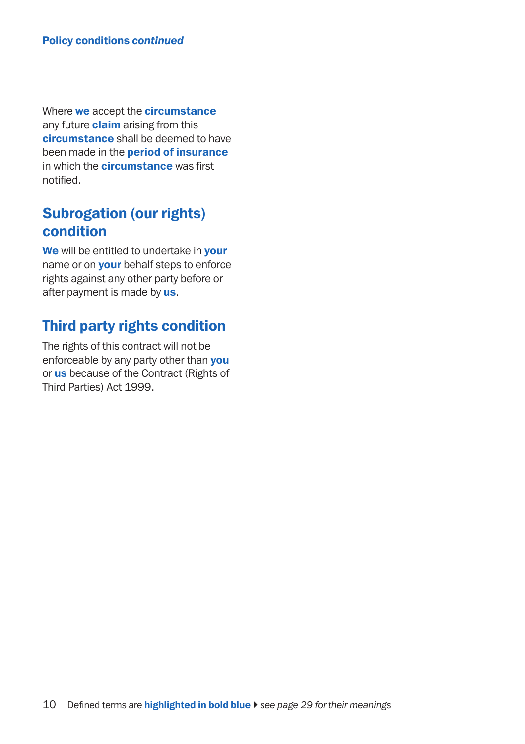Where **we** accept the **circumstance** any future **claim** arising from this **circumstance** shall be deemed to have been made in the **period of insurance** in which the **circumstance** was first notified.

## Subrogation (our rights) condition

**We** will be entitled to undertake in **your** name or on **your** behalf steps to enforce rights against any other party before or after payment is made by **us**.

## Third party rights condition

The rights of this contract will not be enforceable by any party other than **you** or **us** because of the Contract (Rights of Third Parties) Act 1999.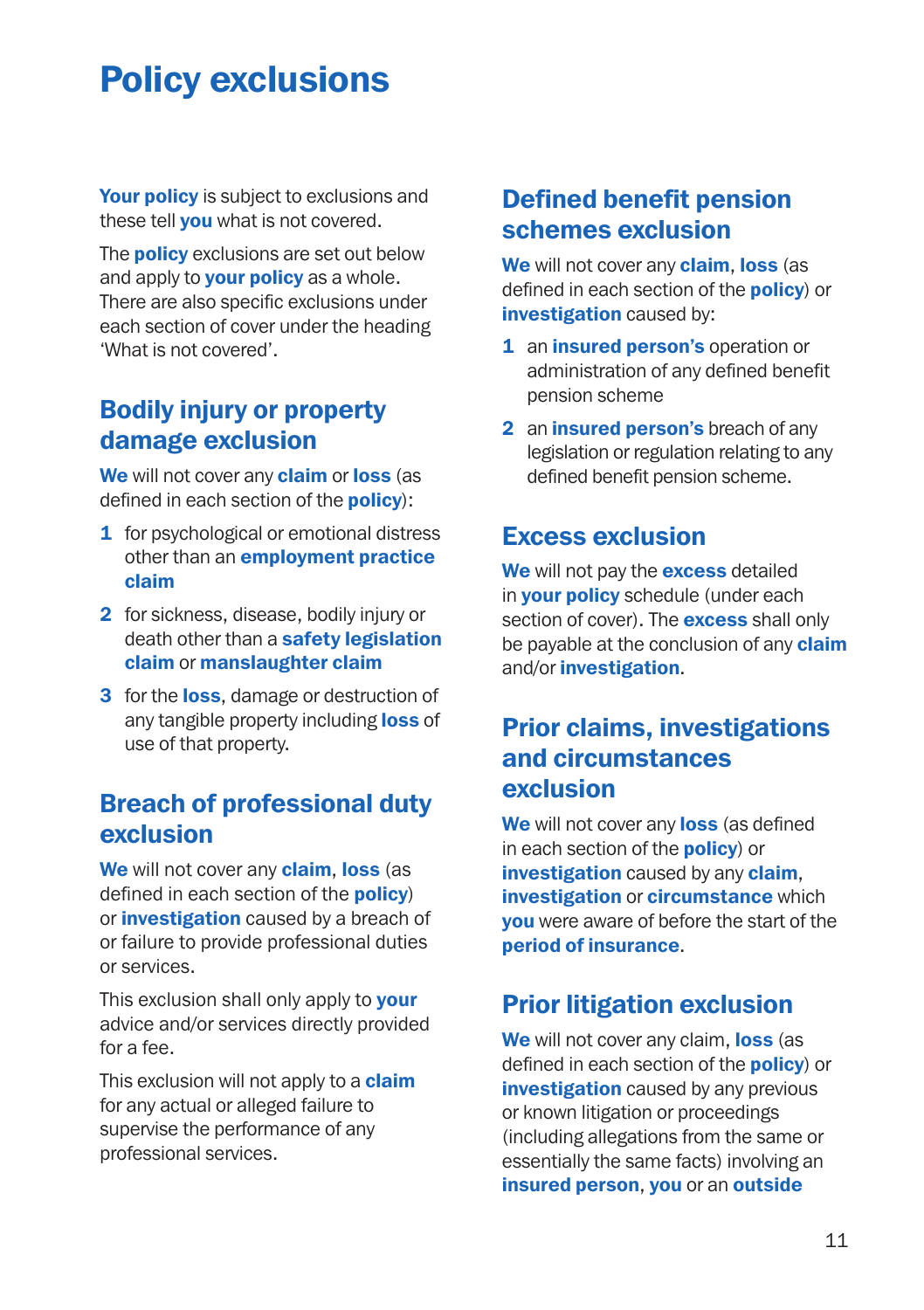# Policy exclusions

**Your policy** is subject to exclusions and these tell **you** what is not covered.

The **policy** exclusions are set out below and apply to **your policy** as a whole. There are also specific exclusions under each section of cover under the heading 'What is not covered'.

## Bodily injury or property damage exclusion

**We** will not cover any **claim** or **loss** (as defined in each section of the **policy**):

1. for psychological or emotional distress other than an **employment practice claim**
2. for sickness, disease, bodily injury or death other than a **safety legislation claim** or **manslaughter claim**
3. for the **loss**, damage or destruction of any tangible property including **loss** of use of that property.

## Breach of professional duty exclusion

**We** will not cover any **claim**, **loss** (as defined in each section of the **policy**) or **investigation** caused by a breach of or failure to provide professional duties or services.

This exclusion shall only apply to **your** advice and/or services directly provided for a fee.

This exclusion will not apply to a **claim** for any actual or alleged failure to supervise the performance of any professional services.

## Defined benefit pension schemes exclusion

**We** will not cover any **claim**, **loss** (as defined in each section of the **policy**) or **investigation** caused by:

1. an **insured person's** operation or administration of any defined benefit pension scheme
2. an **insured person's** breach of any legislation or regulation relating to any defined benefit pension scheme.

## Excess exclusion

**We** will not pay the **excess** detailed in **your policy** schedule (under each section of cover). The **excess** shall only be payable at the conclusion of any **claim** and/or **investigation**.

## Prior claims, investigations and circumstances exclusion

**We** will not cover any **loss** (as defined in each section of the **policy**) or **investigation** caused by any **claim**, **investigation** or **circumstance** which **you** were aware of before the start of the **period of insurance**.

## Prior litigation exclusion

**We** will not cover any claim, **loss** (as defined in each section of the **policy**) or **investigation** caused by any previous or known litigation or proceedings (including allegations from the same or essentially the same facts) involving an **insured person**, **you** or an **outside**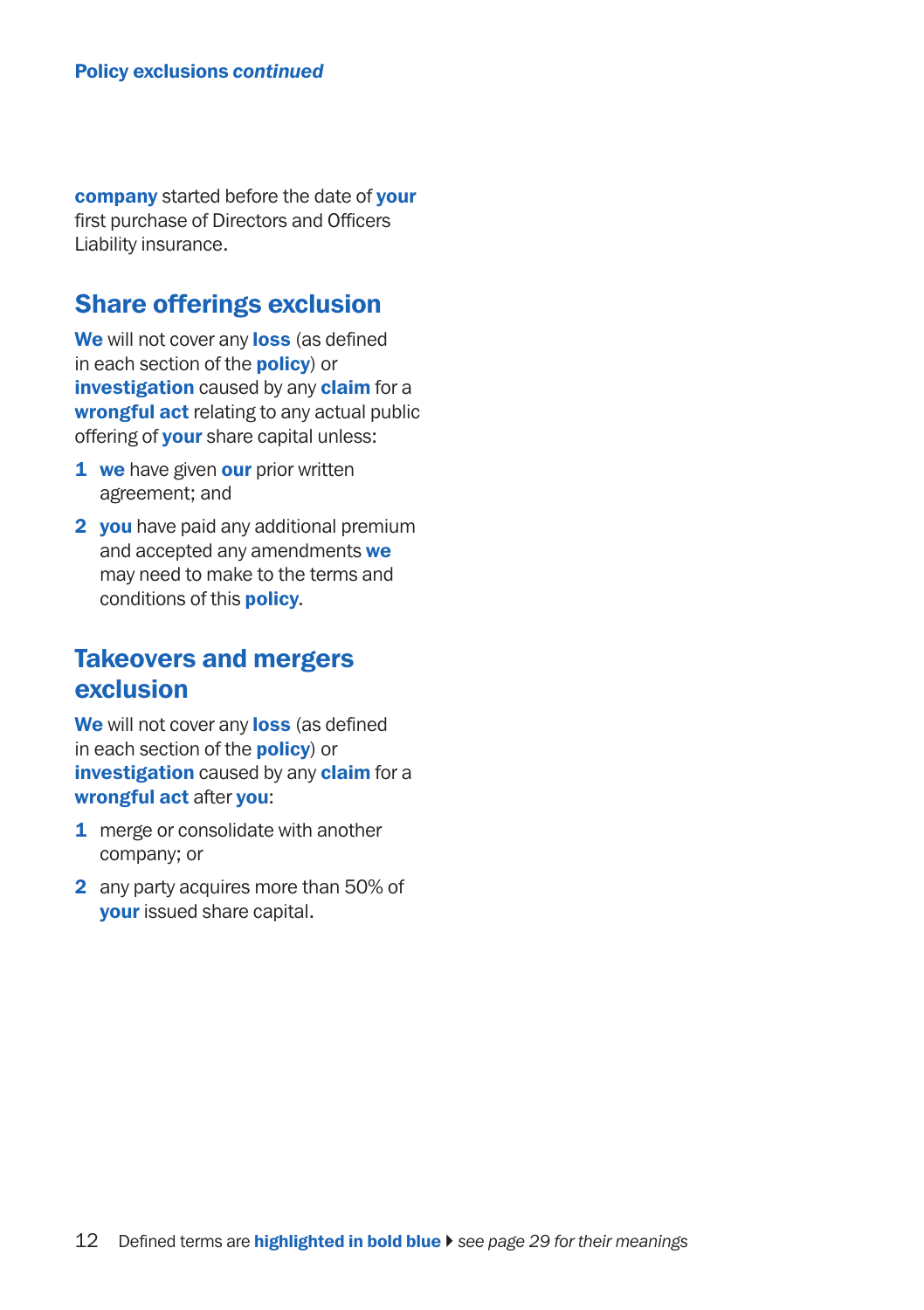**company** started before the date of **your** first purchase of Directors and Officers Liability insurance.

## Share offerings exclusion

**We** will not cover any **loss** (as defined in each section of the **policy**) or **investigation** caused by any **claim** for a **wrongful act** relating to any actual public offering of **your** share capital unless:

1. **we** have given **our** prior written agreement; and
2. **you** have paid any additional premium and accepted any amendments **we** may need to make to the terms and conditions of this **policy**.

## Takeovers and mergers exclusion

**We** will not cover any **loss** (as defined in each section of the **policy**) or **investigation** caused by any **claim** for a **wrongful act** after **you**:

1. merge or consolidate with another company; or
2. any party acquires more than 50% of **your** issued share capital.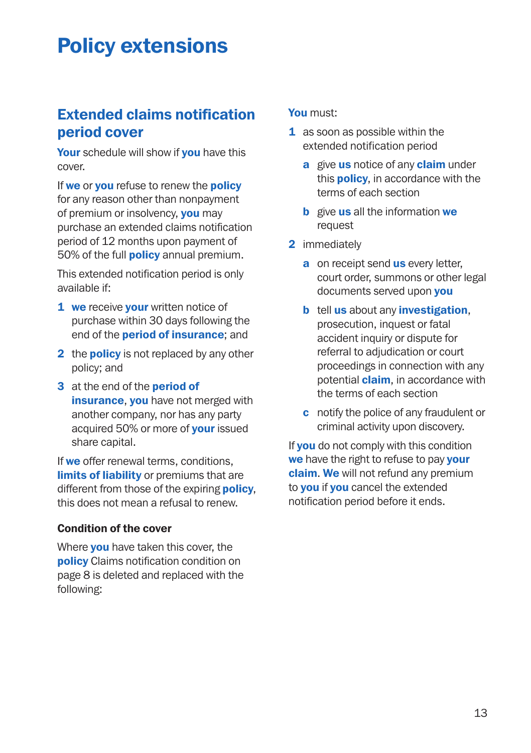# Policy extensions

## Extended claims notification period cover

**Your** schedule will show if **you** have this cover.

If **we** or **you** refuse to renew the **policy** for any reason other than nonpayment of premium or insolvency, **you** may purchase an extended claims notification period of 12 months upon payment of 50% of the full **policy** annual premium.

This extended notification period is only available if:

1. **we** receive **your** written notice of purchase within 30 days following the end of the **period of insurance**; and
2. the **policy** is not replaced by any other policy; and
3. at the end of the **period of insurance**, **you** have not merged with another company, nor has any party acquired 50% or more of **your** issued share capital.

If **we** offer renewal terms, conditions, **limits of liability** or premiums that are different from those of the expiring **policy**, this does not mean a refusal to renew.

### Condition of the cover

Where **you** have taken this cover, the **policy** Claims notification condition on page 8 is deleted and replaced with the following:

**You** must:

1. as soon as possible within the extended notification period
   - a. give **us** notice of any **claim** under this **policy**, in accordance with the terms of each section
   - b. give **us** all the information **we** request
2. immediately
   - a. on receipt send **us** every letter, court order, summons or other legal documents served upon **you**
   - b. tell **us** about any **investigation**, prosecution, inquest or fatal accident inquiry or dispute for referral to adjudication or court proceedings in connection with any potential **claim**, in accordance with the terms of each section
   - c. notify the police of any fraudulent or criminal activity upon discovery.

If **you** do not comply with this condition **we** have the right to refuse to pay **your** **claim**. **We** will not refund any premium to **you** if **you** cancel the extended notification period before it ends.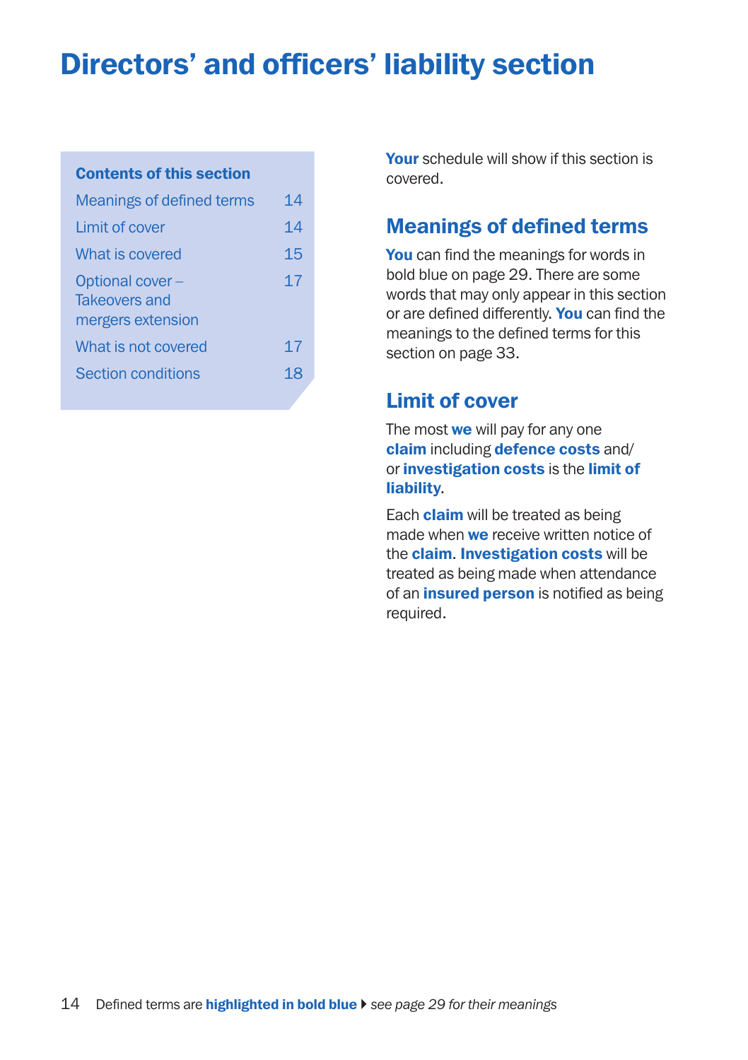# Directors' and officers' liability section

**Contents of this section**

| | |
|---|---|
| Meanings of defined terms | 14 |
| Limit of cover | 14 |
| What is covered | 15 |
| Optional cover – Takeovers and mergers extension | 17 |
| What is not covered | 17 |
| Section conditions | 18 |

**Your** schedule will show if this section is covered.

## Meanings of defined terms

**You** can find the meanings for words in bold blue on page 29. There are some words that may only appear in this section or are defined differently. **You** can find the meanings to the defined terms for this section on page 33.

## Limit of cover

The most **we** will pay for any one **claim** including **defence costs** and/or **investigation costs** is the **limit of liability**.

Each **claim** will be treated as being made when **we** receive written notice of the **claim**. **Investigation costs** will be treated as being made when attendance of an **insured person** is notified as being required.

Defined terms are **highlighted in bold blue** ▸ *see page 29 for their meanings*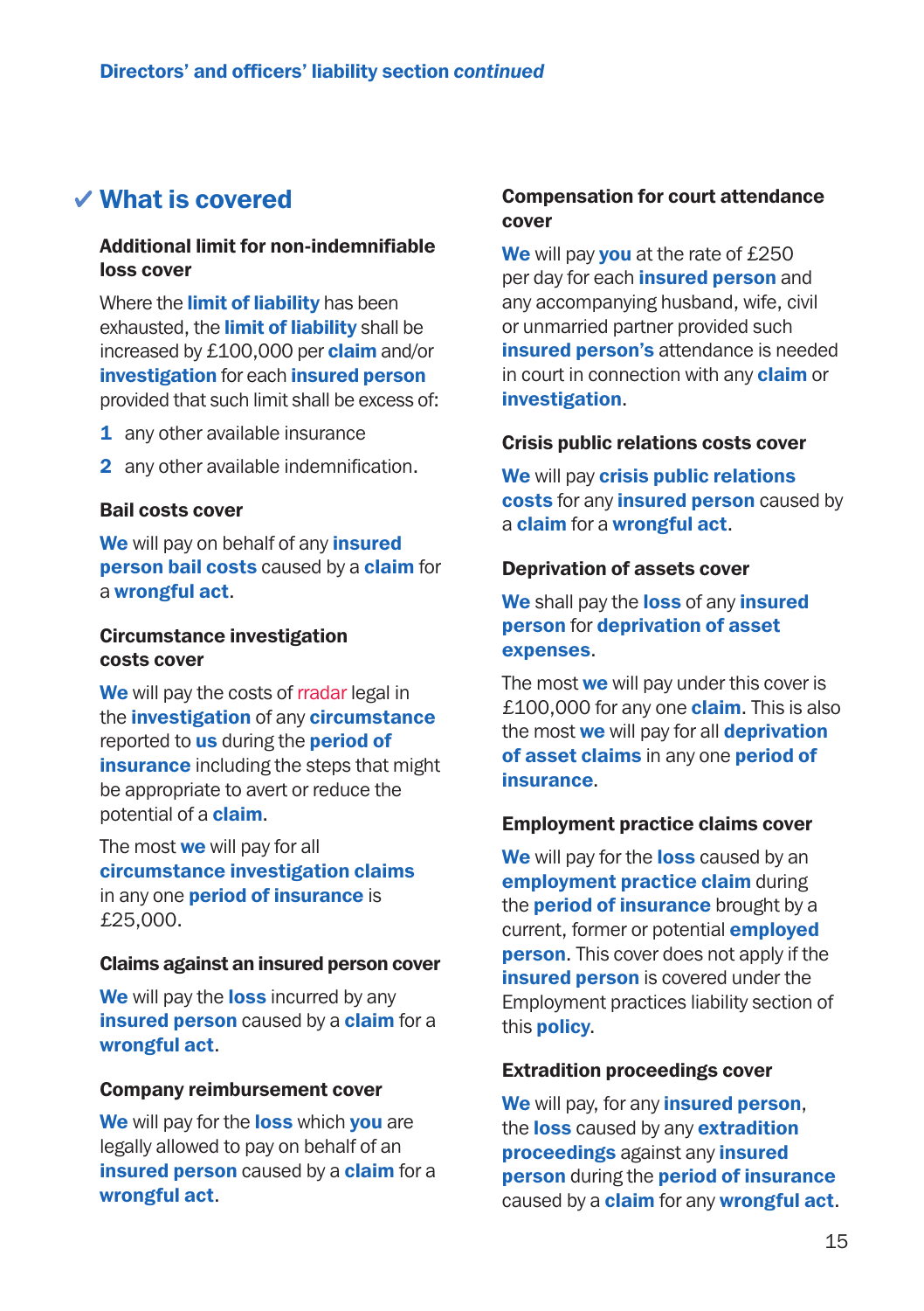## ✔ What is covered

### Additional limit for non-indemnifiable loss cover

Where the **limit of liability** has been exhausted, the **limit of liability** shall be increased by £100,000 per **claim** and/or **investigation** for each **insured person** provided that such limit shall be excess of:

1. any other available insurance
2. any other available indemnification.

### Bail costs cover

**We** will pay on behalf of any **insured person bail costs** caused by a **claim** for a **wrongful act**.

### Circumstance investigation costs cover

**We** will pay the costs of rradar legal in the **investigation** of any **circumstance** reported to **us** during the **period of insurance** including the steps that might be appropriate to avert or reduce the potential of a **claim**.

The most **we** will pay for all **circumstance investigation claims** in any one **period of insurance** is £25,000.

### Claims against an insured person cover

**We** will pay the **loss** incurred by any **insured person** caused by a **claim** for a **wrongful act**.

### Company reimbursement cover

**We** will pay for the **loss** which **you** are legally allowed to pay on behalf of an **insured person** caused by a **claim** for a **wrongful act**.

### Compensation for court attendance cover

**We** will pay **you** at the rate of £250 per day for each **insured person** and any accompanying husband, wife, civil or unmarried partner provided such **insured person's** attendance is needed in court in connection with any **claim** or **investigation**.

### Crisis public relations costs cover

**We** will pay **crisis public relations costs** for any **insured person** caused by a **claim** for a **wrongful act**.

### Deprivation of assets cover

**We** shall pay the **loss** of any **insured person** for **deprivation of asset expenses**.

The most **we** will pay under this cover is £100,000 for any one **claim**. This is also the most **we** will pay for all **deprivation of asset claims** in any one **period of insurance**.

### Employment practice claims cover

**We** will pay for the **loss** caused by an **employment practice claim** during the **period of insurance** brought by a current, former or potential **employed person**. This cover does not apply if the **insured person** is covered under the Employment practices liability section of this **policy**.

### Extradition proceedings cover

**We** will pay, for any **insured person**, the **loss** caused by any **extradition proceedings** against any **insured person** during the **period of insurance** caused by a **claim** for any **wrongful act**.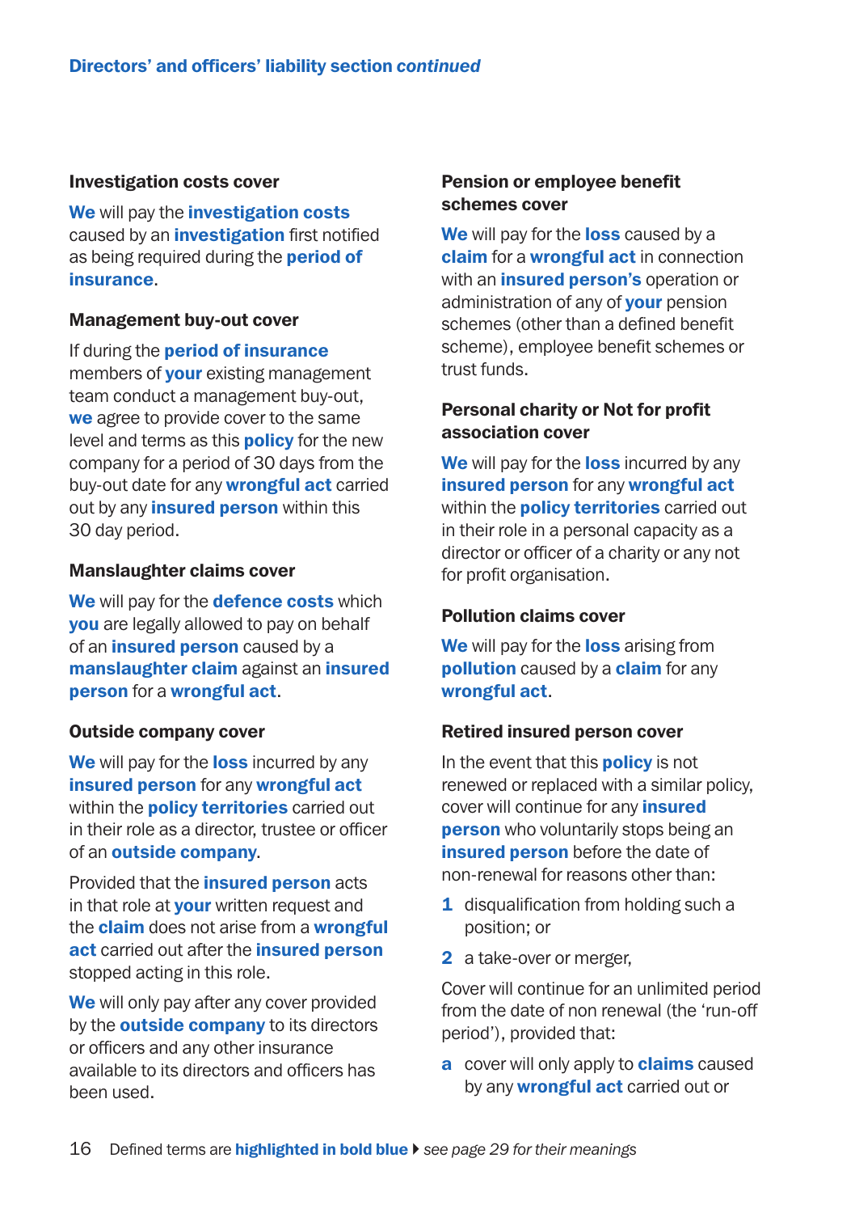Directors' and officers' liability section *continued*

### Investigation costs cover

**We** will pay the **investigation costs** caused by an **investigation** first notified as being required during the **period of insurance**.

### Management buy-out cover

If during the **period of insurance** members of **your** existing management team conduct a management buy-out, **we** agree to provide cover to the same level and terms as this **policy** for the new company for a period of 30 days from the buy-out date for any **wrongful act** carried out by any **insured person** within this 30 day period.

### Manslaughter claims cover

**We** will pay for the **defence costs** which **you** are legally allowed to pay on behalf of an **insured person** caused by a **manslaughter claim** against an **insured person** for a **wrongful act**.

### Outside company cover

**We** will pay for the **loss** incurred by any **insured person** for any **wrongful act** within the **policy territories** carried out in their role as a director, trustee or officer of an **outside company**.

Provided that the **insured person** acts in that role at **your** written request and the **claim** does not arise from a **wrongful act** carried out after the **insured person** stopped acting in this role.

**We** will only pay after any cover provided by the **outside company** to its directors or officers and any other insurance available to its directors and officers has been used.

### Pension or employee benefit schemes cover

**We** will pay for the **loss** caused by a **claim** for a **wrongful act** in connection with an **insured person's** operation or administration of any of **your** pension schemes (other than a defined benefit scheme), employee benefit schemes or trust funds.

### Personal charity or Not for profit association cover

**We** will pay for the **loss** incurred by any **insured person** for any **wrongful act** within the **policy territories** carried out in their role in a personal capacity as a director or officer of a charity or any not for profit organisation.

### Pollution claims cover

**We** will pay for the **loss** arising from **pollution** caused by a **claim** for any **wrongful act**.

### Retired insured person cover

In the event that this **policy** is not renewed or replaced with a similar policy, cover will continue for any **insured person** who voluntarily stops being an **insured person** before the date of non-renewal for reasons other than:

1. disqualification from holding such a position; or
2. a take-over or merger,

Cover will continue for an unlimited period from the date of non renewal (the 'run-off period'), provided that:

a. cover will only apply to **claims** caused by any **wrongful act** carried out or

Defined terms are **highlighted in bold blue** ▸ *see page 29 for their meanings*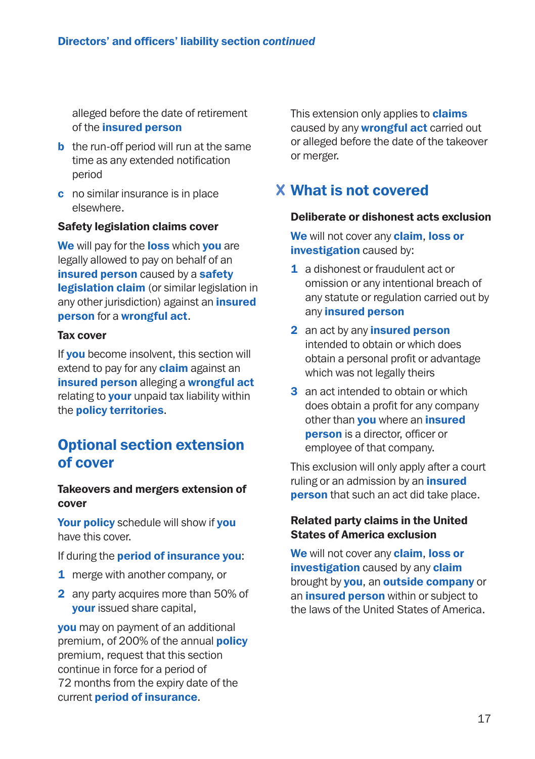alleged before the date of retirement of the **insured person**

**b** the run-off period will run at the same time as any extended notification period

**c** no similar insurance is in place elsewhere.

### Safety legislation claims cover

**We** will pay for the **loss** which **you** are legally allowed to pay on behalf of an **insured person** caused by a **safety legislation claim** (or similar legislation in any other jurisdiction) against an **insured person** for a **wrongful act**.

### Tax cover

If **you** become insolvent, this section will extend to pay for any **claim** against an **insured person** alleging a **wrongful act** relating to **your** unpaid tax liability within the **policy territories**.

## Optional section extension of cover

### Takeovers and mergers extension of cover

**Your policy** schedule will show if **you** have this cover.

If during the **period of insurance you**:

1. merge with another company, or
2. any party acquires more than 50% of **your** issued share capital,

**you** may on payment of an additional premium, of 200% of the annual **policy** premium, request that this section continue in force for a period of 72 months from the expiry date of the current **period of insurance**.

This extension only applies to **claims** caused by any **wrongful act** carried out or alleged before the date of the takeover or merger.

## X What is not covered

### Deliberate or dishonest acts exclusion

**We** will not cover any **claim**, **loss or investigation** caused by:

1. a dishonest or fraudulent act or omission or any intentional breach of any statute or regulation carried out by any **insured person**
2. an act by any **insured person** intended to obtain or which does obtain a personal profit or advantage which was not legally theirs
3. an act intended to obtain or which does obtain a profit for any company other than **you** where an **insured person** is a director, officer or employee of that company.

This exclusion will only apply after a court ruling or an admission by an **insured person** that such an act did take place.

### Related party claims in the United States of America exclusion

**We** will not cover any **claim**, **loss or investigation** caused by any **claim** brought by **you**, an **outside company** or an **insured person** within or subject to the laws of the United States of America.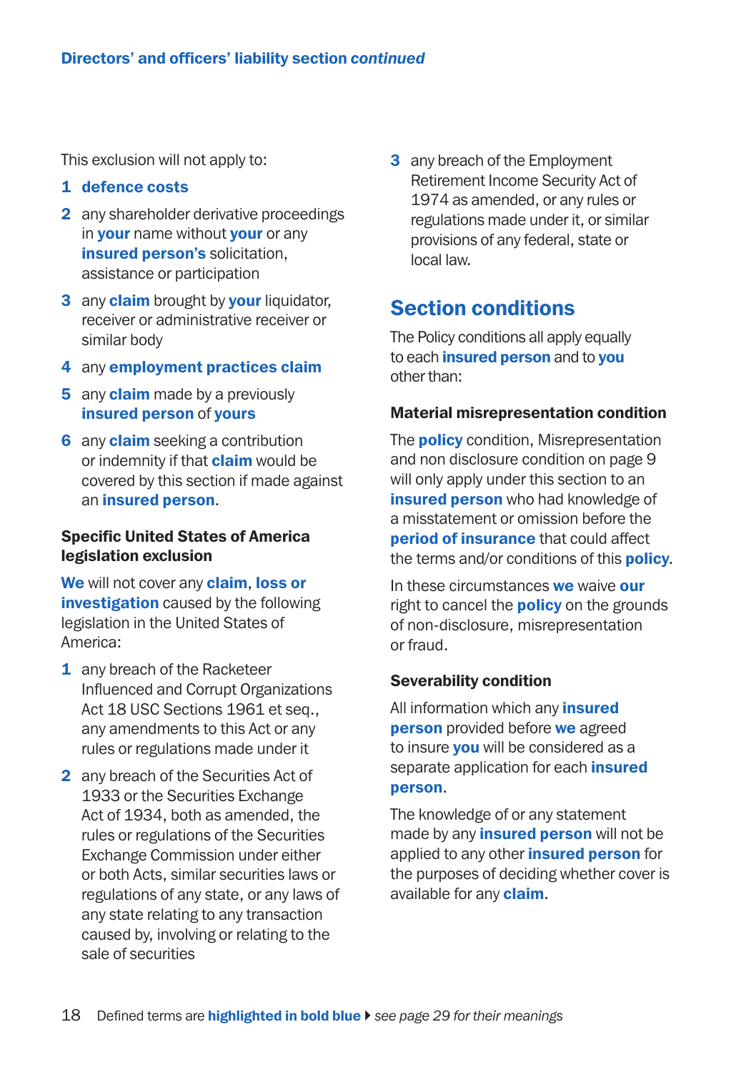This exclusion will not apply to:

1. **defence costs**
2. any shareholder derivative proceedings in **your** name without **your** or any **insured person's** solicitation, assistance or participation
3. any **claim** brought by **your** liquidator, receiver or administrative receiver or similar body
4. any **employment practices claim**
5. any **claim** made by a previously **insured person** of **yours**
6. any **claim** seeking a contribution or indemnity if that **claim** would be covered by this section if made against an **insured person**.

### Specific United States of America legislation exclusion

**We** will not cover any **claim**, **loss or investigation** caused by the following legislation in the United States of America:

1. any breach of the Racketeer Influenced and Corrupt Organizations Act 18 USC Sections 1961 et seq., any amendments to this Act or any rules or regulations made under it
2. any breach of the Securities Act of 1933 or the Securities Exchange Act of 1934, both as amended, the rules or regulations of the Securities Exchange Commission under either or both Acts, similar securities laws or regulations of any state, or any laws of any state relating to any transaction caused by, involving or relating to the sale of securities
3. any breach of the Employment Retirement Income Security Act of 1974 as amended, or any rules or regulations made under it, or similar provisions of any federal, state or local law.

## Section conditions

The Policy conditions all apply equally to each **insured person** and to **you** other than:

### Material misrepresentation condition

The **policy** condition, Misrepresentation and non disclosure condition on page 9 will only apply under this section to an **insured person** who had knowledge of a misstatement or omission before the **period of insurance** that could affect the terms and/or conditions of this **policy**.

In these circumstances **we** waive **our** right to cancel the **policy** on the grounds of non-disclosure, misrepresentation or fraud.

### Severability condition

All information which any **insured person** provided before **we** agreed to insure **you** will be considered as a separate application for each **insured person**.

The knowledge of or any statement made by any **insured person** will not be applied to any other **insured person** for the purposes of deciding whether cover is available for any **claim**.

Defined terms are **highlighted in bold blue** ▸ *see page 29 for their meanings*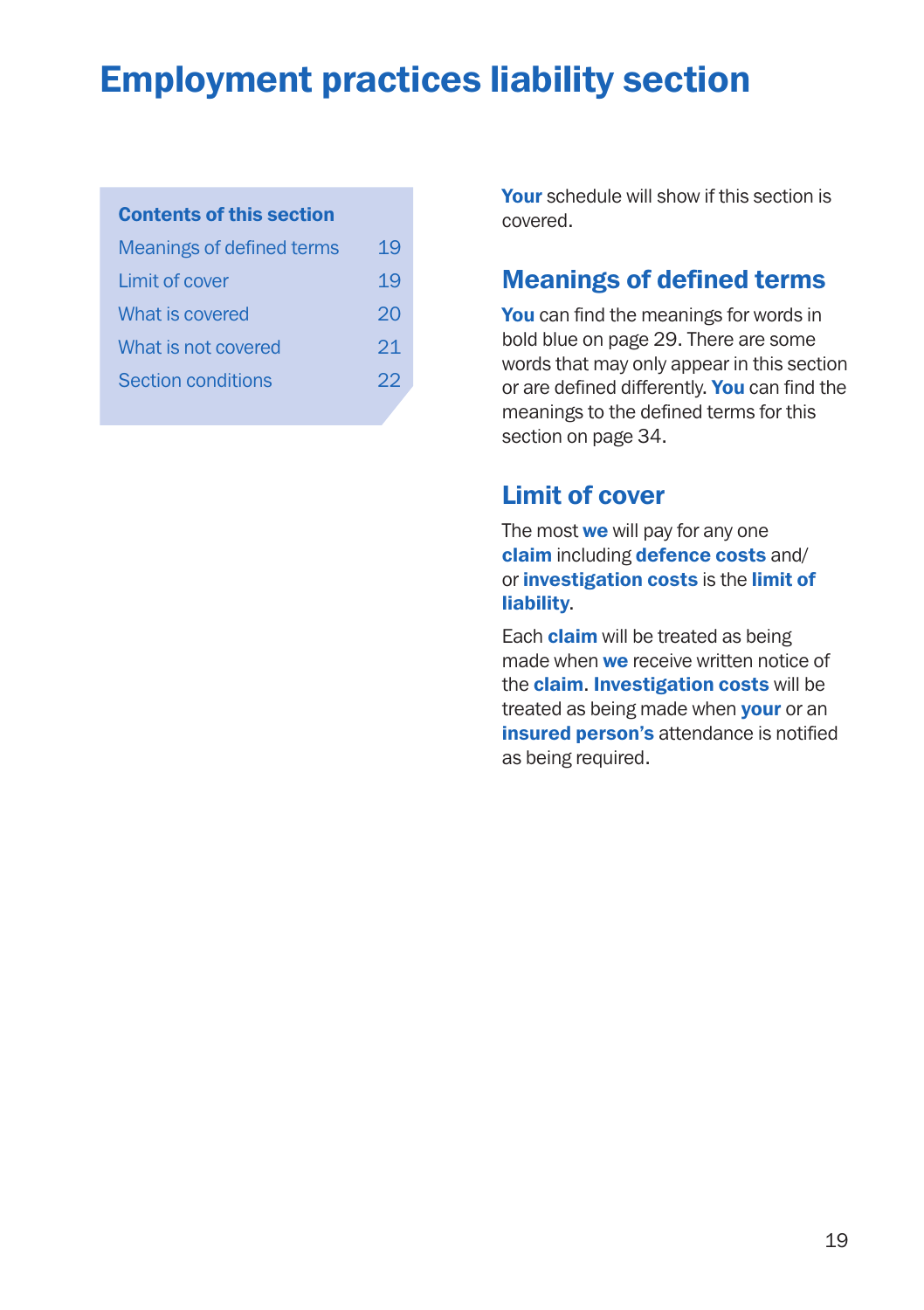# Employment practices liability section

**Contents of this section**

| | |
|---|---|
| Meanings of defined terms | 19 |
| Limit of cover | 19 |
| What is covered | 20 |
| What is not covered | 21 |
| Section conditions | 22 |

**Your** schedule will show if this section is covered.

## Meanings of defined terms

**You** can find the meanings for words in bold blue on page 29. There are some words that may only appear in this section or are defined differently. **You** can find the meanings to the defined terms for this section on page 34.

## Limit of cover

The most **we** will pay for any one **claim** including **defence costs** and/or **investigation costs** is the **limit of liability**.

Each **claim** will be treated as being made when **we** receive written notice of the **claim**. **Investigation costs** will be treated as being made when **your** or an **insured person's** attendance is notified as being required.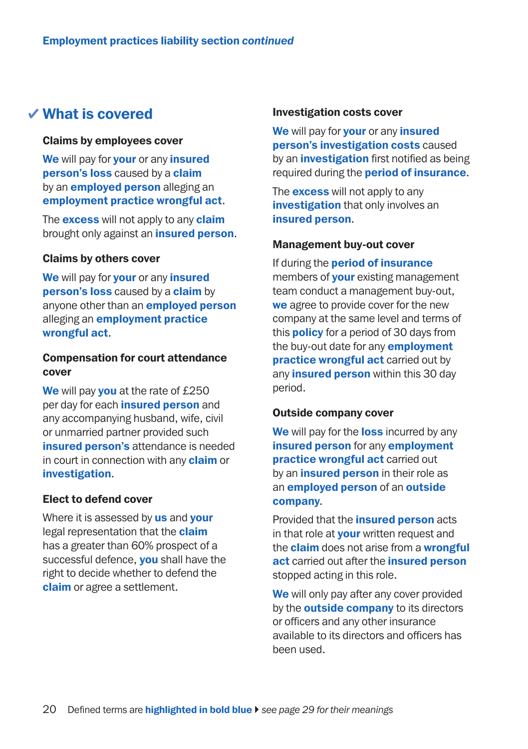## ✔ What is covered

### Claims by employees cover

**We** will pay for **your** or any **insured person's loss** caused by a **claim** by an **employed person** alleging an **employment practice wrongful act**.

The **excess** will not apply to any **claim** brought only against an **insured person**.

### Claims by others cover

**We** will pay for **your** or any **insured person's loss** caused by a **claim** by anyone other than an **employed person** alleging an **employment practice wrongful act**.

### Compensation for court attendance cover

**We** will pay **you** at the rate of £250 per day for each **insured person** and any accompanying husband, wife, civil or unmarried partner provided such **insured person's** attendance is needed in court in connection with any **claim** or **investigation**.

### Elect to defend cover

Where it is assessed by **us** and **your** legal representation that the **claim** has a greater than 60% prospect of a successful defence, **you** shall have the right to decide whether to defend the **claim** or agree a settlement.

### Investigation costs cover

**We** will pay for **your** or any **insured person's investigation costs** caused by an **investigation** first notified as being required during the **period of insurance**.

The **excess** will not apply to any **investigation** that only involves an **insured person**.

### Management buy-out cover

If during the **period of insurance** members of **your** existing management team conduct a management buy-out, **we** agree to provide cover for the new company at the same level and terms of this **policy** for a period of 30 days from the buy-out date for any **employment practice wrongful act** carried out by any **insured person** within this 30 day period.

### Outside company cover

**We** will pay for the **loss** incurred by any **insured person** for any **employment practice wrongful act** carried out by an **insured person** in their role as an **employed person** of an **outside company**.

Provided that the **insured person** acts in that role at **your** written request and the **claim** does not arise from a **wrongful act** carried out after the **insured person** stopped acting in this role.

**We** will only pay after any cover provided by the **outside company** to its directors or officers and any other insurance available to its directors and officers has been used.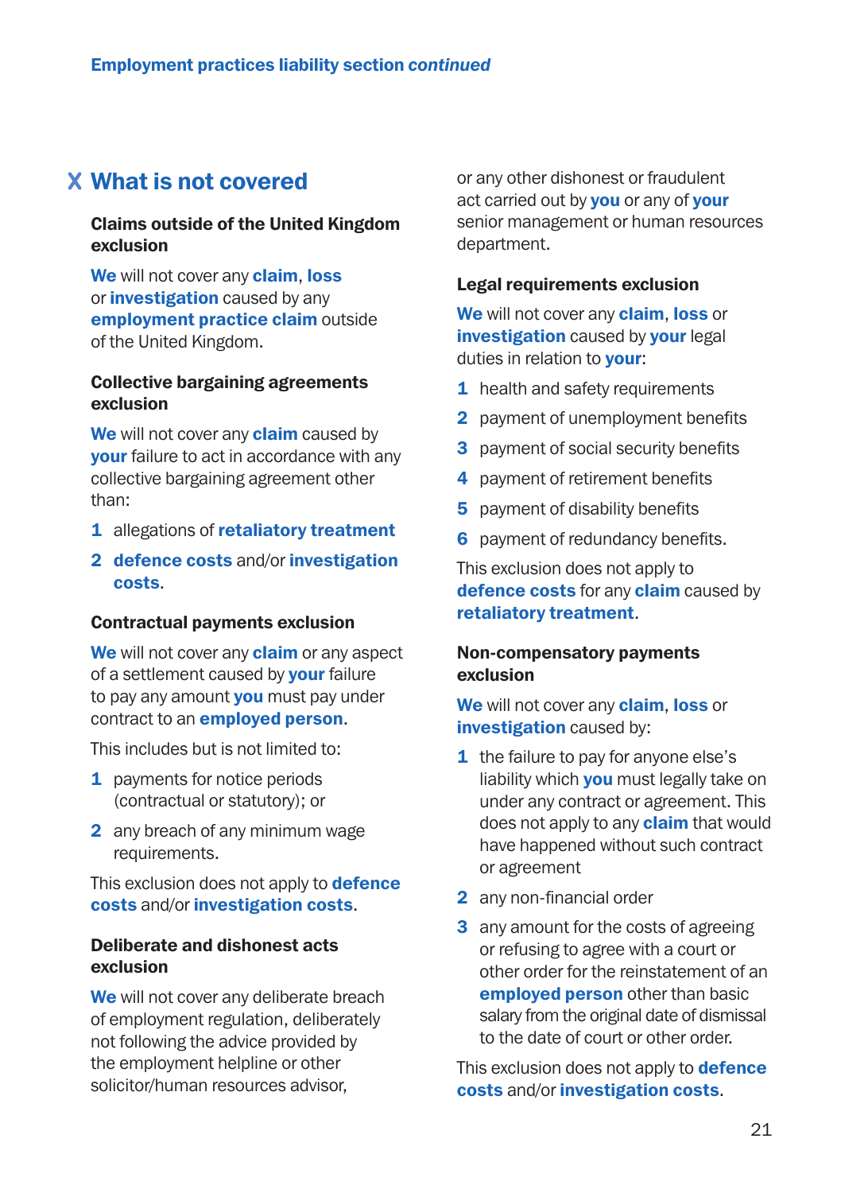## What is not covered

### Claims outside of the United Kingdom exclusion

**We** will not cover any **claim**, **loss** or **investigation** caused by any **employment practice claim** outside of the United Kingdom.

### Collective bargaining agreements exclusion

**We** will not cover any **claim** caused by **your** failure to act in accordance with any collective bargaining agreement other than:

1. allegations of **retaliatory treatment**
2. **defence costs** and/or **investigation costs**.

### Contractual payments exclusion

**We** will not cover any **claim** or any aspect of a settlement caused by **your** failure to pay any amount **you** must pay under contract to an **employed person**.

This includes but is not limited to:

1. payments for notice periods (contractual or statutory); or
2. any breach of any minimum wage requirements.

This exclusion does not apply to **defence costs** and/or **investigation costs**.

### Deliberate and dishonest acts exclusion

**We** will not cover any deliberate breach of employment regulation, deliberately not following the advice provided by the employment helpline or other solicitor/human resources advisor, or any other dishonest or fraudulent act carried out by **you** or any of **your** senior management or human resources department.

### Legal requirements exclusion

**We** will not cover any **claim**, **loss** or **investigation** caused by **your** legal duties in relation to **your**:

1. health and safety requirements
2. payment of unemployment benefits
3. payment of social security benefits
4. payment of retirement benefits
5. payment of disability benefits
6. payment of redundancy benefits.

This exclusion does not apply to **defence costs** for any **claim** caused by **retaliatory treatment**.

### Non-compensatory payments exclusion

**We** will not cover any **claim**, **loss** or **investigation** caused by:

1. the failure to pay for anyone else's liability which **you** must legally take on under any contract or agreement. This does not apply to any **claim** that would have happened without such contract or agreement
2. any non-financial order
3. any amount for the costs of agreeing or refusing to agree with a court or other order for the reinstatement of an **employed person** other than basic salary from the original date of dismissal to the date of court or other order.

This exclusion does not apply to **defence costs** and/or **investigation costs**.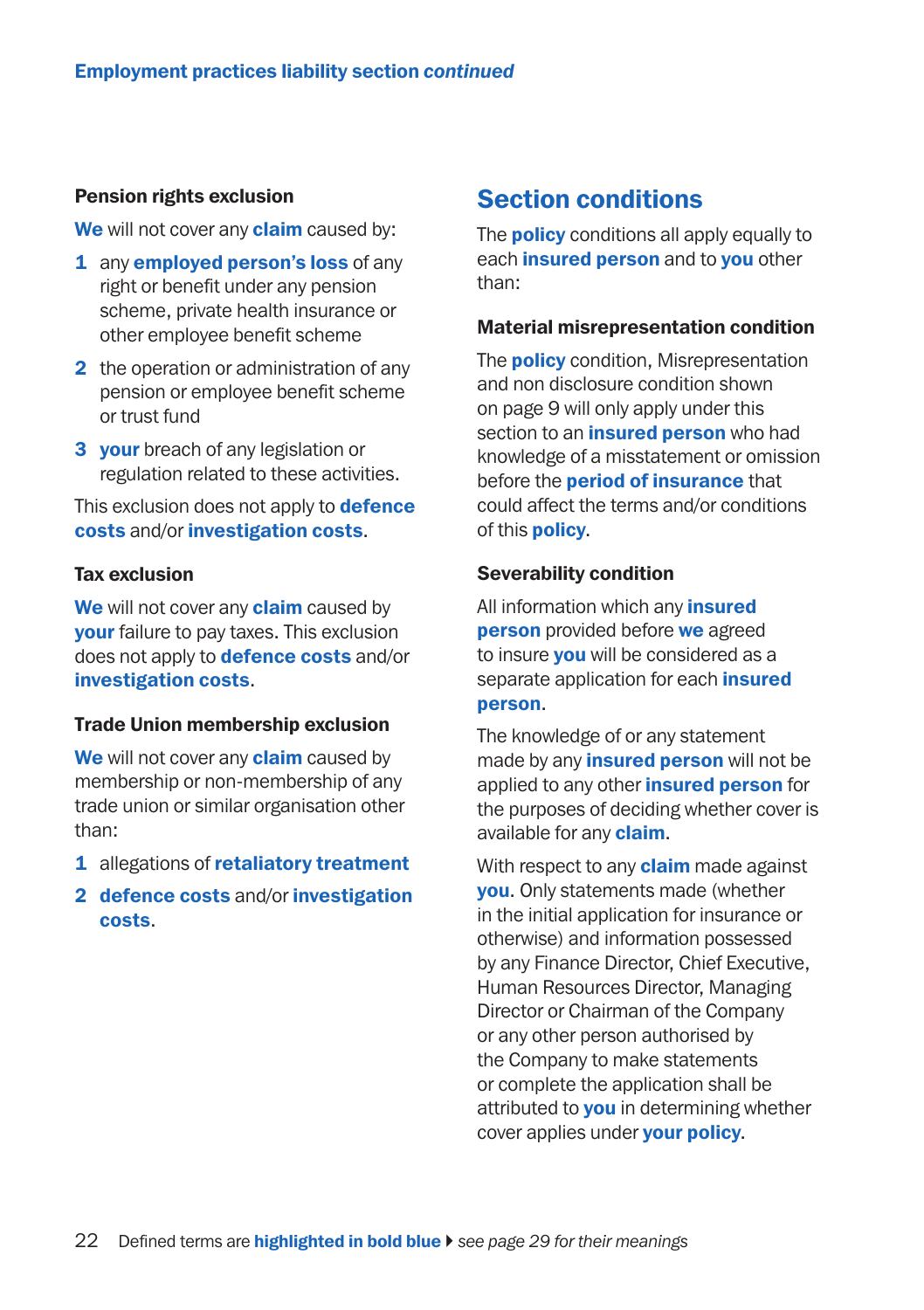### Pension rights exclusion

**We** will not cover any **claim** caused by:

1. any **employed person's loss** of any right or benefit under any pension scheme, private health insurance or other employee benefit scheme
2. the operation or administration of any pension or employee benefit scheme or trust fund
3. **your** breach of any legislation or regulation related to these activities.

This exclusion does not apply to **defence costs** and/or **investigation costs**.

### Tax exclusion

**We** will not cover any **claim** caused by **your** failure to pay taxes. This exclusion does not apply to **defence costs** and/or **investigation costs**.

### Trade Union membership exclusion

**We** will not cover any **claim** caused by membership or non-membership of any trade union or similar organisation other than:

1. allegations of **retaliatory treatment**
2. **defence costs** and/or **investigation costs**.

## Section conditions

The **policy** conditions all apply equally to each **insured person** and to **you** other than:

### Material misrepresentation condition

The **policy** condition, Misrepresentation and non disclosure condition shown on page 9 will only apply under this section to an **insured person** who had knowledge of a misstatement or omission before the **period of insurance** that could affect the terms and/or conditions of this **policy**.

### Severability condition

All information which any **insured person** provided before **we** agreed to insure **you** will be considered as a separate application for each **insured person**.

The knowledge of or any statement made by any **insured person** will not be applied to any other **insured person** for the purposes of deciding whether cover is available for any **claim**.

With respect to any **claim** made against **you**. Only statements made (whether in the initial application for insurance or otherwise) and information possessed by any Finance Director, Chief Executive, Human Resources Director, Managing Director or Chairman of the Company or any other person authorised by the Company to make statements or complete the application shall be attributed to **you** in determining whether cover applies under **your policy**.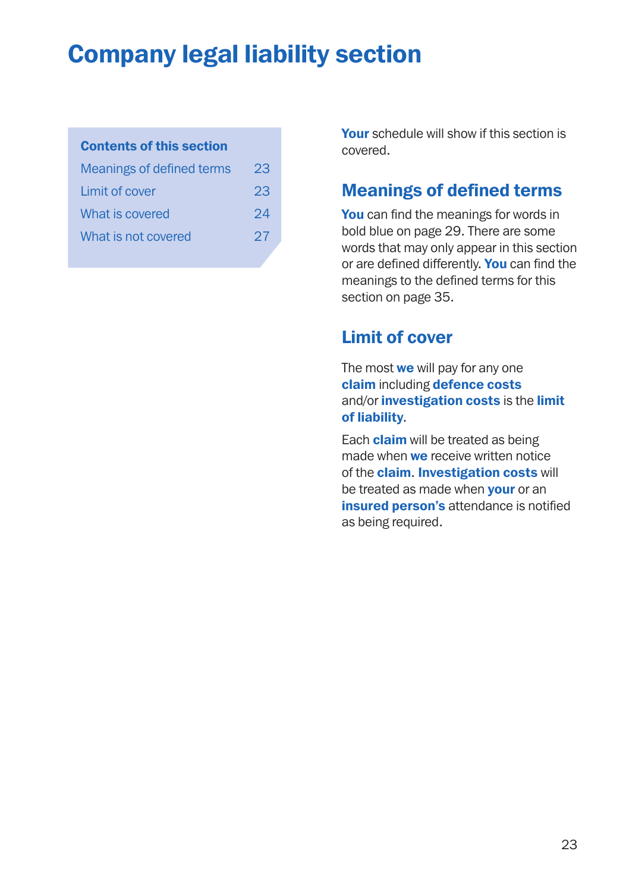# Company legal liability section

**Contents of this section**

| | |
|---|---|
| Meanings of defined terms | 23 |
| Limit of cover | 23 |
| What is covered | 24 |
| What is not covered | 27 |

**Your** schedule will show if this section is covered.

## Meanings of defined terms

**You** can find the meanings for words in bold blue on page 29. There are some words that may only appear in this section or are defined differently. **You** can find the meanings to the defined terms for this section on page 35.

## Limit of cover

The most **we** will pay for any one **claim** including **defence costs** and/or **investigation costs** is the **limit of liability**.

Each **claim** will be treated as being made when **we** receive written notice of the **claim**. **Investigation costs** will be treated as made when **your** or an **insured person's** attendance is notified as being required.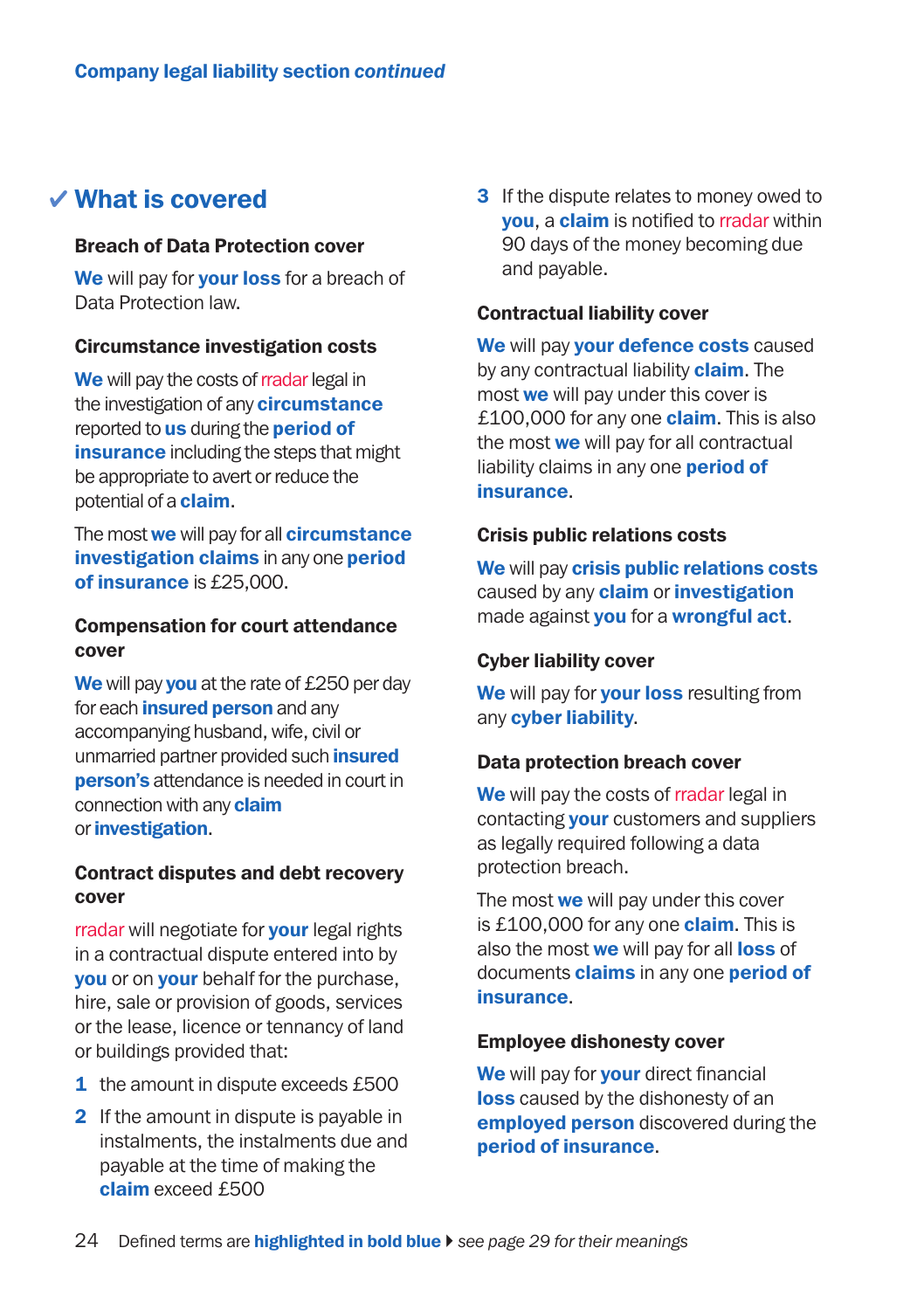## ✔ What is covered

### Breach of Data Protection cover

**We** will pay for **your loss** for a breach of Data Protection law.

### Circumstance investigation costs

**We** will pay the costs of rradar legal in the investigation of any **circumstance** reported to **us** during the **period of insurance** including the steps that might be appropriate to avert or reduce the potential of a **claim**.

The most **we** will pay for all **circumstance investigation claims** in any one **period of insurance** is £25,000.

### Compensation for court attendance cover

**We** will pay **you** at the rate of £250 per day for each **insured person** and any accompanying husband, wife, civil or unmarried partner provided such **insured person's** attendance is needed in court in connection with any **claim** or **investigation**.

### Contract disputes and debt recovery cover

rradar will negotiate for **your** legal rights in a contractual dispute entered into by **you** or on **your** behalf for the purchase, hire, sale or provision of goods, services or the lease, licence or tenancy of land or buildings provided that:

1. the amount in dispute exceeds £500
2. If the amount in dispute is payable in instalments, the instalments due and payable at the time of making the **claim** exceed £500
3. If the dispute relates to money owed to **you**, a **claim** is notified to rradar within 90 days of the money becoming due and payable.

### Contractual liability cover

**We** will pay **your defence costs** caused by any contractual liability **claim**. The most **we** will pay under this cover is £100,000 for any one **claim**. This is also the most **we** will pay for all contractual liability claims in any one **period of insurance**.

### Crisis public relations costs

**We** will pay **crisis public relations costs** caused by any **claim** or **investigation** made against **you** for a **wrongful act**.

### Cyber liability cover

**We** will pay for **your loss** resulting from any **cyber liability**.

### Data protection breach cover

**We** will pay the costs of rradar legal in contacting **your** customers and suppliers as legally required following a data protection breach.

The most **we** will pay under this cover is £100,000 for any one **claim**. This is also the most **we** will pay for all **loss** of documents **claims** in any one **period of insurance**.

### Employee dishonesty cover

**We** will pay for **your** direct financial **loss** caused by the dishonesty of an **employed person** discovered during the **period of insurance**.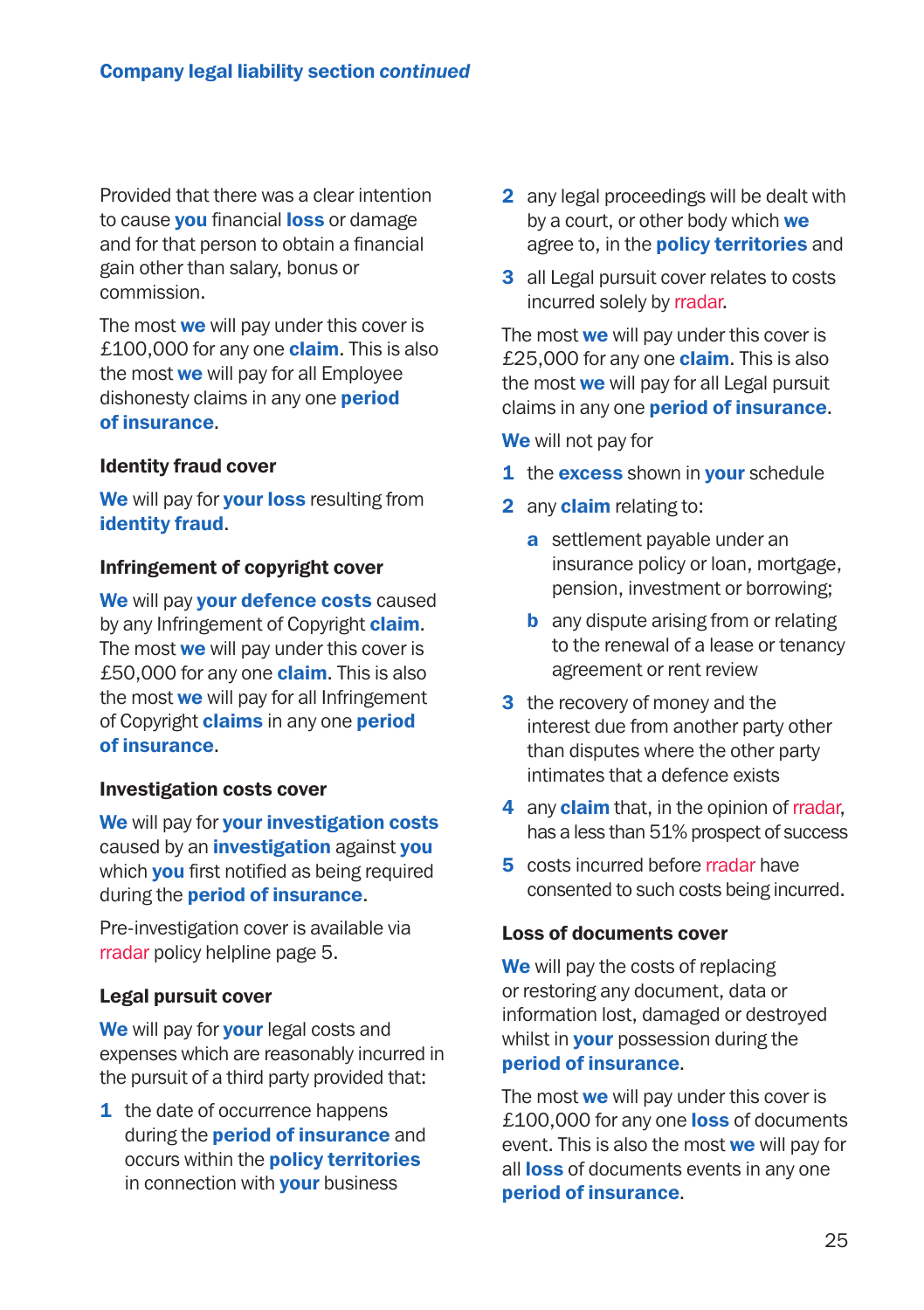Provided that there was a clear intention to cause **you** financial **loss** or damage and for that person to obtain a financial gain other than salary, bonus or commission.

The most **we** will pay under this cover is £100,000 for any one **claim**. This is also the most **we** will pay for all Employee dishonesty claims in any one **period of insurance**.

### Identity fraud cover

**We** will pay for **your loss** resulting from **identity fraud**.

### Infringement of copyright cover

**We** will pay **your defence costs** caused by any Infringement of Copyright **claim**. The most **we** will pay under this cover is £50,000 for any one **claim**. This is also the most **we** will pay for all Infringement of Copyright **claims** in any one **period of insurance**.

### Investigation costs cover

**We** will pay for **your investigation costs** caused by an **investigation** against **you** which **you** first notified as being required during the **period of insurance**.

Pre-investigation cover is available via rradar policy helpline page 5.

### Legal pursuit cover

**We** will pay for **your** legal costs and expenses which are reasonably incurred in the pursuit of a third party provided that:

1. the date of occurrence happens during the **period of insurance** and occurs within the **policy territories** in connection with **your** business
2. any legal proceedings will be dealt with by a court, or other body which **we** agree to, in the **policy territories** and
3. all Legal pursuit cover relates to costs incurred solely by rradar.

The most **we** will pay under this cover is £25,000 for any one **claim**. This is also the most **we** will pay for all Legal pursuit claims in any one **period of insurance**.

**We** will not pay for

1. the **excess** shown in **your** schedule
2. any **claim** relating to:
   - **a** settlement payable under an insurance policy or loan, mortgage, pension, investment or borrowing;
   - **b** any dispute arising from or relating to the renewal of a lease or tenancy agreement or rent review
3. the recovery of money and the interest due from another party other than disputes where the other party intimates that a defence exists
4. any **claim** that, in the opinion of rradar, has a less than 51% prospect of success
5. costs incurred before rradar have consented to such costs being incurred.

### Loss of documents cover

**We** will pay the costs of replacing or restoring any document, data or information lost, damaged or destroyed whilst in **your** possession during the **period of insurance**.

The most **we** will pay under this cover is £100,000 for any one **loss** of documents event. This is also the most **we** will pay for all **loss** of documents events in any one **period of insurance**.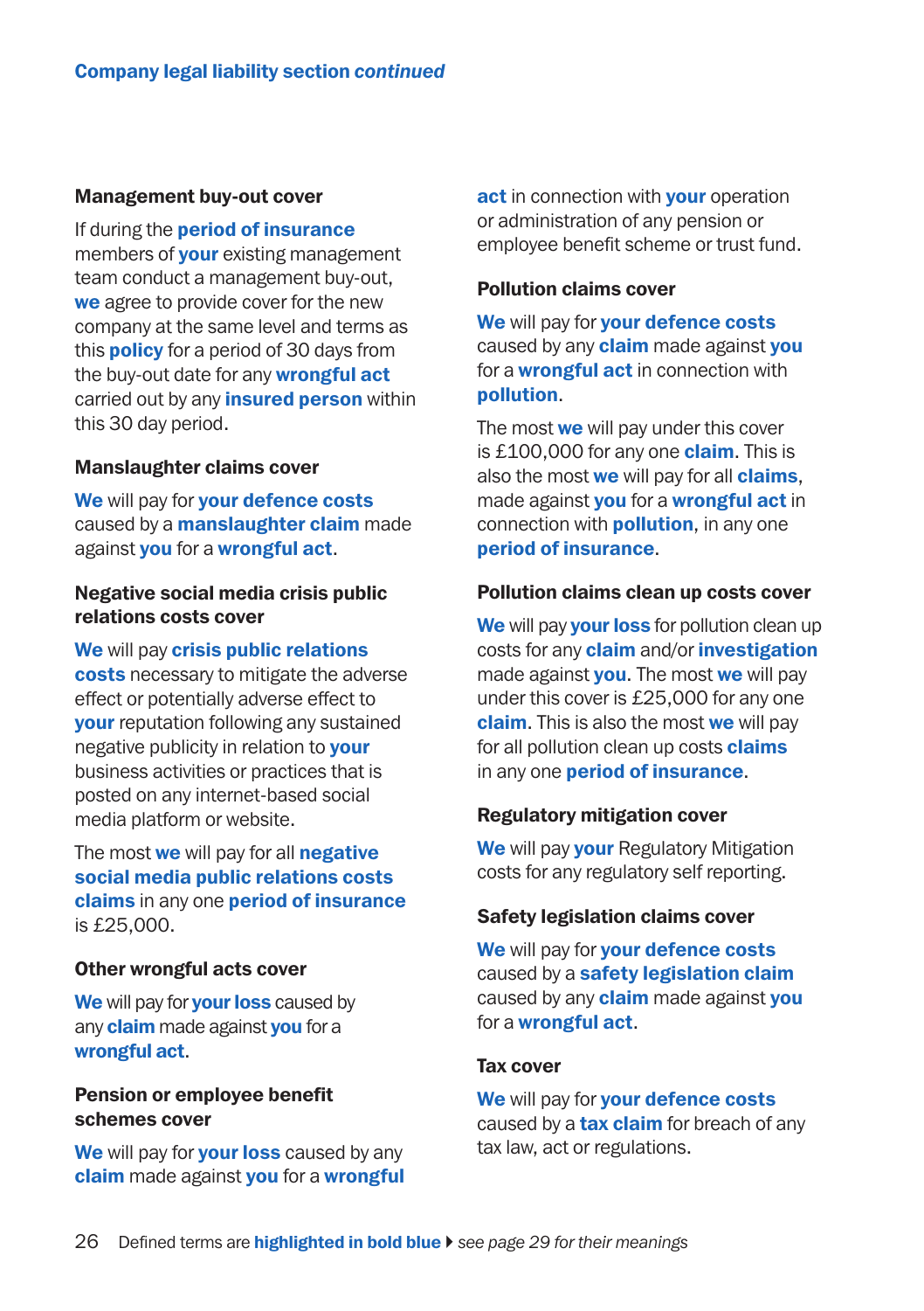Company legal liability section *continued*

### Management buy-out cover

If during the **period of insurance** members of **your** existing management team conduct a management buy-out, **we** agree to provide cover for the new company at the same level and terms as this **policy** for a period of 30 days from the buy-out date for any **wrongful act** carried out by any **insured person** within this 30 day period.

### Manslaughter claims cover

**We** will pay for **your defence costs** caused by a **manslaughter claim** made against **you** for a **wrongful act**.

### Negative social media crisis public relations costs cover

**We** will pay **crisis public relations costs** necessary to mitigate the adverse effect or potentially adverse effect to **your** reputation following any sustained negative publicity in relation to **your** business activities or practices that is posted on any internet-based social media platform or website.

The most **we** will pay for all **negative social media public relations costs claims** in any one **period of insurance** is £25,000.

### Other wrongful acts cover

**We** will pay for **your loss** caused by any **claim** made against **you** for a **wrongful act**.

### Pension or employee benefit schemes cover

**We** will pay for **your loss** caused by any **claim** made against **you** for a **wrongful act** in connection with **your** operation or administration of any pension or employee benefit scheme or trust fund.

### Pollution claims cover

**We** will pay for **your defence costs** caused by any **claim** made against **you** for a **wrongful act** in connection with **pollution**.

The most **we** will pay under this cover is £100,000 for any one **claim**. This is also the most **we** will pay for all **claims**, made against **you** for a **wrongful act** in connection with **pollution**, in any one **period of insurance**.

### Pollution claims clean up costs cover

**We** will pay **your loss** for pollution clean up costs for any **claim** and/or **investigation** made against **you**. The most **we** will pay under this cover is £25,000 for any one **claim**. This is also the most **we** will pay for all pollution clean up costs **claims** in any one **period of insurance**.

### Regulatory mitigation cover

**We** will pay **your** Regulatory Mitigation costs for any regulatory self reporting.

### Safety legislation claims cover

**We** will pay for **your defence costs** caused by a **safety legislation claim** caused by any **claim** made against **you** for a **wrongful act**.

### Tax cover

**We** will pay for **your defence costs** caused by a **tax claim** for breach of any tax law, act or regulations.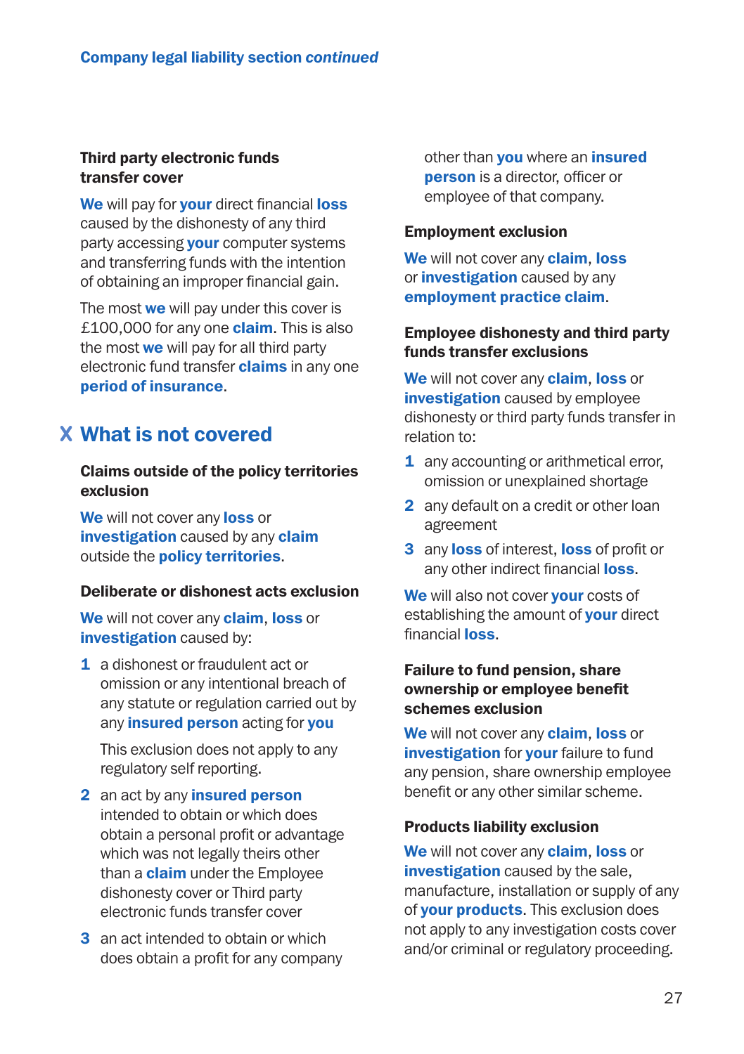### Third party electronic funds transfer cover

**We** will pay for **your** direct financial **loss** caused by the dishonesty of any third party accessing **your** computer systems and transferring funds with the intention of obtaining an improper financial gain.

The most **we** will pay under this cover is £100,000 for any one **claim**. This is also the most **we** will pay for all third party electronic fund transfer **claims** in any one **period of insurance**.

## X What is not covered

### Claims outside of the policy territories exclusion

**We** will not cover any **loss** or **investigation** caused by any **claim** outside the **policy territories**.

### Deliberate or dishonest acts exclusion

**We** will not cover any **claim**, **loss** or **investigation** caused by:

1. a dishonest or fraudulent act or omission or any intentional breach of any statute or regulation carried out by any **insured person** acting for **you**

   This exclusion does not apply to any regulatory self reporting.

2. an act by any **insured person** intended to obtain or which does obtain a personal profit or advantage which was not legally theirs other than a **claim** under the Employee dishonesty cover or Third party electronic funds transfer cover
3. an act intended to obtain or which does obtain a profit for any company other than **you** where an **insured person** is a director, officer or employee of that company.

### Employment exclusion

**We** will not cover any **claim**, **loss** or **investigation** caused by any **employment practice claim**.

### Employee dishonesty and third party funds transfer exclusions

**We** will not cover any **claim**, **loss** or **investigation** caused by employee dishonesty or third party funds transfer in relation to:

1. any accounting or arithmetical error, omission or unexplained shortage
2. any default on a credit or other loan agreement
3. any **loss** of interest, **loss** of profit or any other indirect financial **loss**.

**We** will also not cover **your** costs of establishing the amount of **your** direct financial **loss**.

### Failure to fund pension, share ownership or employee benefit schemes exclusion

**We** will not cover any **claim**, **loss** or **investigation** for **your** failure to fund any pension, share ownership employee benefit or any other similar scheme.

### Products liability exclusion

**We** will not cover any **claim**, **loss** or **investigation** caused by the sale, manufacture, installation or supply of any of **your products**. This exclusion does not apply to any investigation costs cover and/or criminal or regulatory proceeding.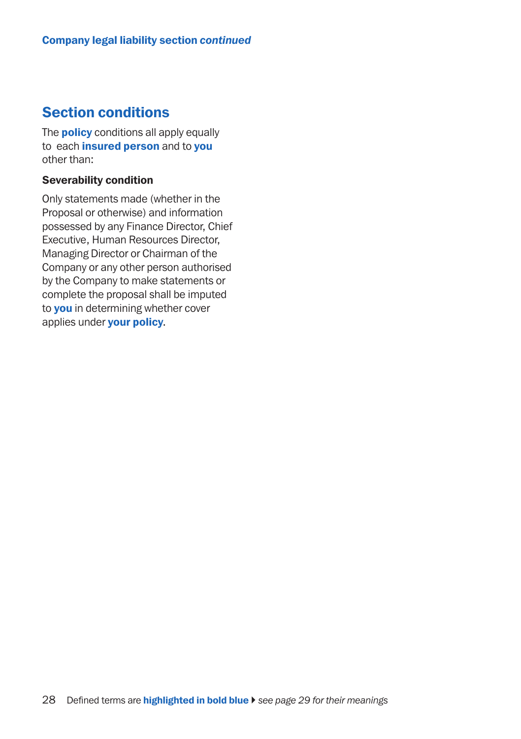## Section conditions

The **policy** conditions all apply equally to each **insured person** and to **you** other than:

### Severability condition

Only statements made (whether in the Proposal or otherwise) and information possessed by any Finance Director, Chief Executive, Human Resources Director, Managing Director or Chairman of the Company or any other person authorised by the Company to make statements or complete the proposal shall be imputed to **you** in determining whether cover applies under **your policy**.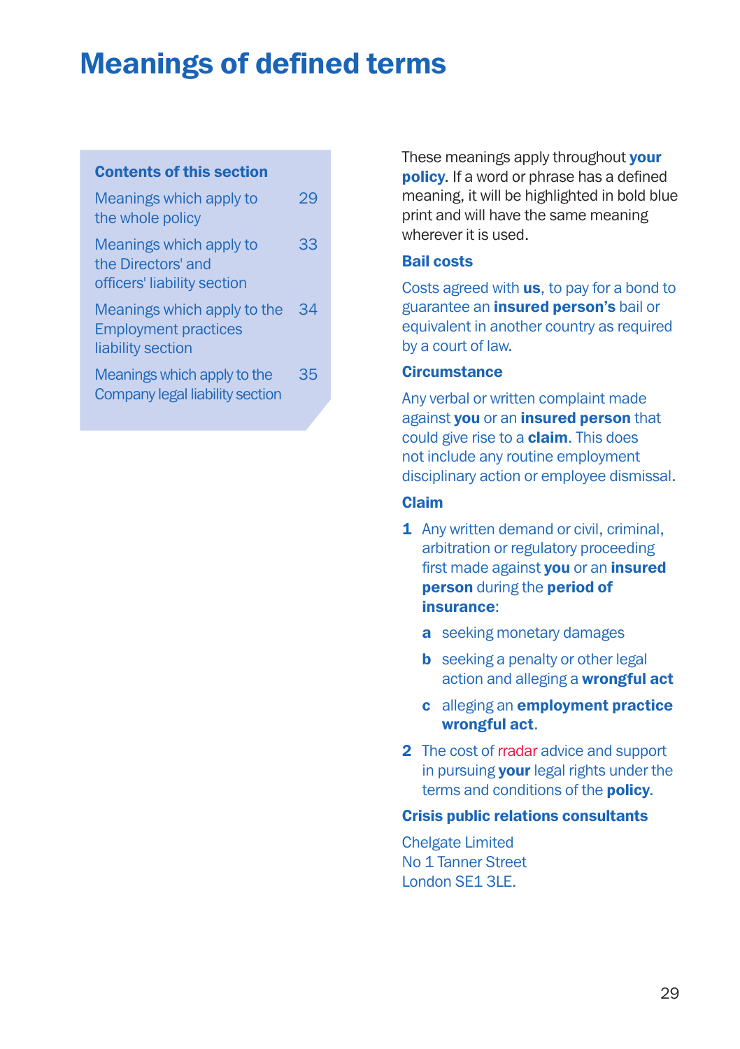# Meanings of defined terms

**Contents of this section**

| | |
|---|---|
| Meanings which apply to the whole policy | 29 |
| Meanings which apply to the Directors' and officers' liability section | 33 |
| Meanings which apply to the Employment practices liability section | 34 |
| Meanings which apply to the Company legal liability section | 35 |

These meanings apply throughout **your policy**. If a word or phrase has a defined meaning, it will be highlighted in bold blue print and will have the same meaning wherever it is used.

### Bail costs

Costs agreed with **us**, to pay for a bond to guarantee an **insured person's** bail or equivalent in another country as required by a court of law.

### Circumstance

Any verbal or written complaint made against **you** or an **insured person** that could give rise to a **claim**. This does not include any routine employment disciplinary action or employee dismissal.

### Claim

1. Any written demand or civil, criminal, arbitration or regulatory proceeding first made against **you** or an **insured person** during the **period of insurance**:
   - **a** seeking monetary damages
   - **b** seeking a penalty or other legal action and alleging a **wrongful act**
   - **c** alleging an **employment practice wrongful act**.
2. The cost of rradar advice and support in pursuing **your** legal rights under the terms and conditions of the **policy**.

### Crisis public relations consultants

Chelgate Limited
No 1 Tanner Street
London SE1 3LE.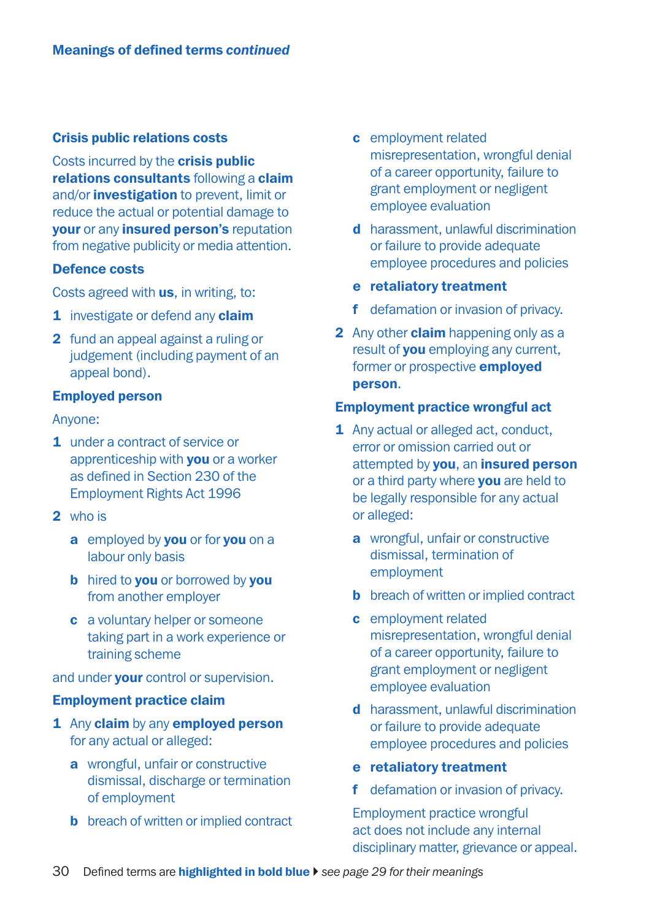## Meanings of defined terms *continued*

### Crisis public relations costs

Costs incurred by the **crisis public relations consultants** following a **claim** and/or **investigation** to prevent, limit or reduce the actual or potential damage to **your** or any **insured person's** reputation from negative publicity or media attention.

### Defence costs

Costs agreed with **us**, in writing, to:

1. investigate or defend any **claim**
2. fund an appeal against a ruling or judgement (including payment of an appeal bond).

### Employed person

Anyone:

1. under a contract of service or apprenticeship with **you** or a worker as defined in Section 230 of the Employment Rights Act 1996
2. who is
   - **a** employed by **you** or for **you** on a labour only basis
   - **b** hired to **you** or borrowed by **you** from another employer
   - **c** a voluntary helper or someone taking part in a work experience or training scheme

and under **your** control or supervision.

### Employment practice claim

1. Any **claim** by any **employed person** for any actual or alleged:
   - **a** wrongful, unfair or constructive dismissal, discharge or termination of employment
   - **b** breach of written or implied contract
   - **c** employment related misrepresentation, wrongful denial of a career opportunity, failure to grant employment or negligent employee evaluation
   - **d** harassment, unlawful discrimination or failure to provide adequate employee procedures and policies
   - **e** **retaliatory treatment**
   - **f** defamation or invasion of privacy.
2. Any other **claim** happening only as a result of **you** employing any current, former or prospective **employed person**.

### Employment practice wrongful act

1. Any actual or alleged act, conduct, error or omission carried out or attempted by **you**, an **insured person** or a third party where **you** are held to be legally responsible for any actual or alleged:
   - **a** wrongful, unfair or constructive dismissal, termination of employment
   - **b** breach of written or implied contract
   - **c** employment related misrepresentation, wrongful denial of a career opportunity, failure to grant employment or negligent employee evaluation
   - **d** harassment, unlawful discrimination or failure to provide adequate employee procedures and policies
   - **e** **retaliatory treatment**
   - **f** defamation or invasion of privacy.

   Employment practice wrongful act does not include any internal disciplinary matter, grievance or appeal.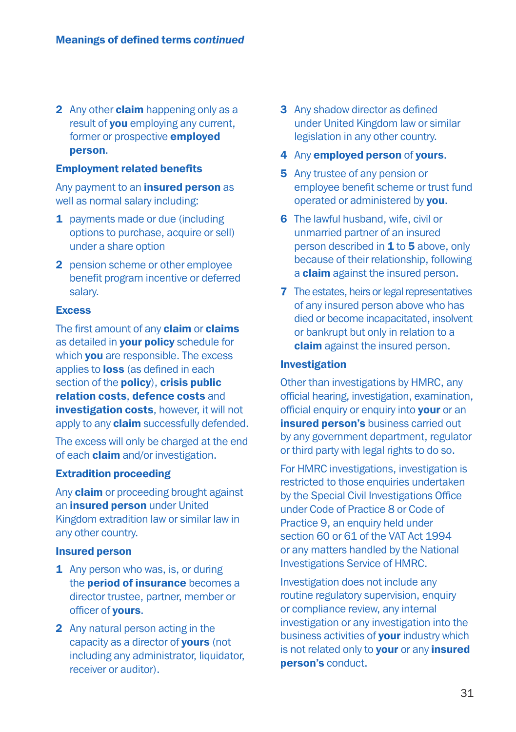2 Any other **claim** happening only as a result of **you** employing any current, former or prospective **employed person**.

### Employment related benefits

Any payment to an **insured person** as well as normal salary including:

1 payments made or due (including options to purchase, acquire or sell) under a share option

2 pension scheme or other employee benefit program incentive or deferred salary.

### Excess

The first amount of any **claim** or **claims** as detailed in **your policy** schedule for which **you** are responsible. The excess applies to **loss** (as defined in each section of the **policy**), **crisis public relation costs**, **defence costs** and **investigation costs**, however, it will not apply to any **claim** successfully defended.

The excess will only be charged at the end of each **claim** and/or investigation.

### Extradition proceeding

Any **claim** or proceeding brought against an **insured person** under United Kingdom extradition law or similar law in any other country.

### Insured person

1 Any person who was, is, or during the **period of insurance** becomes a director trustee, partner, member or officer of **yours**.

2 Any natural person acting in the capacity as a director of **yours** (not including any administrator, liquidator, receiver or auditor).

3 Any shadow director as defined under United Kingdom law or similar legislation in any other country.

4 Any **employed person** of **yours**.

5 Any trustee of any pension or employee benefit scheme or trust fund operated or administered by **you**.

6 The lawful husband, wife, civil or unmarried partner of an insured person described in **1** to **5** above, only because of their relationship, following a **claim** against the insured person.

7 The estates, heirs or legal representatives of any insured person above who has died or become incapacitated, insolvent or bankrupt but only in relation to a **claim** against the insured person.

### Investigation

Other than investigations by HMRC, any official hearing, investigation, examination, official enquiry or enquiry into **your** or an **insured person's** business carried out by any government department, regulator or third party with legal rights to do so.

For HMRC investigations, investigation is restricted to those enquiries undertaken by the Special Civil Investigations Office under Code of Practice 8 or Code of Practice 9, an enquiry held under section 60 or 61 of the VAT Act 1994 or any matters handled by the National Investigations Service of HMRC.

Investigation does not include any routine regulatory supervision, enquiry or compliance review, any internal investigation or any investigation into the business activities of **your** industry which is not related only to **your** or any **insured person's** conduct.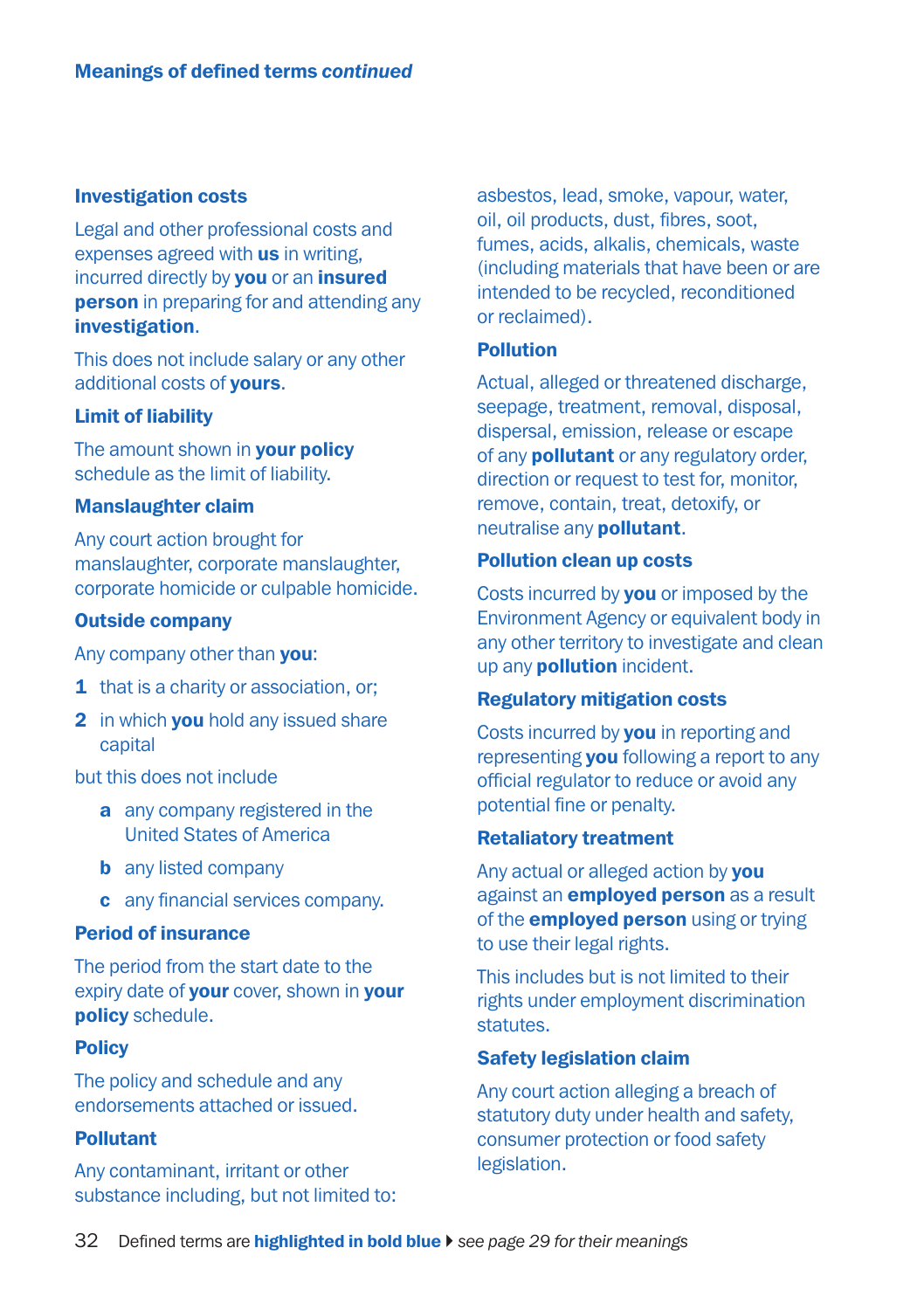## Meanings of defined terms *continued*

### Investigation costs

Legal and other professional costs and expenses agreed with **us** in writing, incurred directly by **you** or an **insured person** in preparing for and attending any **investigation**.

This does not include salary or any other additional costs of **yours**.

### Limit of liability

The amount shown in **your policy** schedule as the limit of liability.

### Manslaughter claim

Any court action brought for manslaughter, corporate manslaughter, corporate homicide or culpable homicide.

### Outside company

Any company other than **you**:

1. that is a charity or association, or;
2. in which **you** hold any issued share capital

but this does not include

- a any company registered in the United States of America
- b any listed company
- c any financial services company.

### Period of insurance

The period from the start date to the expiry date of **your** cover, shown in **your policy** schedule.

### Policy

The policy and schedule and any endorsements attached or issued.

### Pollutant

Any contaminant, irritant or other substance including, but not limited to: asbestos, lead, smoke, vapour, water, oil, oil products, dust, fibres, soot, fumes, acids, alkalis, chemicals, waste (including materials that have been or are intended to be recycled, reconditioned or reclaimed).

### Pollution

Actual, alleged or threatened discharge, seepage, treatment, removal, disposal, dispersal, emission, release or escape of any **pollutant** or any regulatory order, direction or request to test for, monitor, remove, contain, treat, detoxify, or neutralise any **pollutant**.

### Pollution clean up costs

Costs incurred by **you** or imposed by the Environment Agency or equivalent body in any other territory to investigate and clean up any **pollution** incident.

### Regulatory mitigation costs

Costs incurred by **you** in reporting and representing **you** following a report to any official regulator to reduce or avoid any potential fine or penalty.

### Retaliatory treatment

Any actual or alleged action by **you** against an **employed person** as a result of the **employed person** using or trying to use their legal rights.

This includes but is not limited to their rights under employment discrimination statutes.

### Safety legislation claim

Any court action alleging a breach of statutory duty under health and safety, consumer protection or food safety legislation.

Defined terms are **highlighted in bold blue** ▸ *see page 29 for their meanings*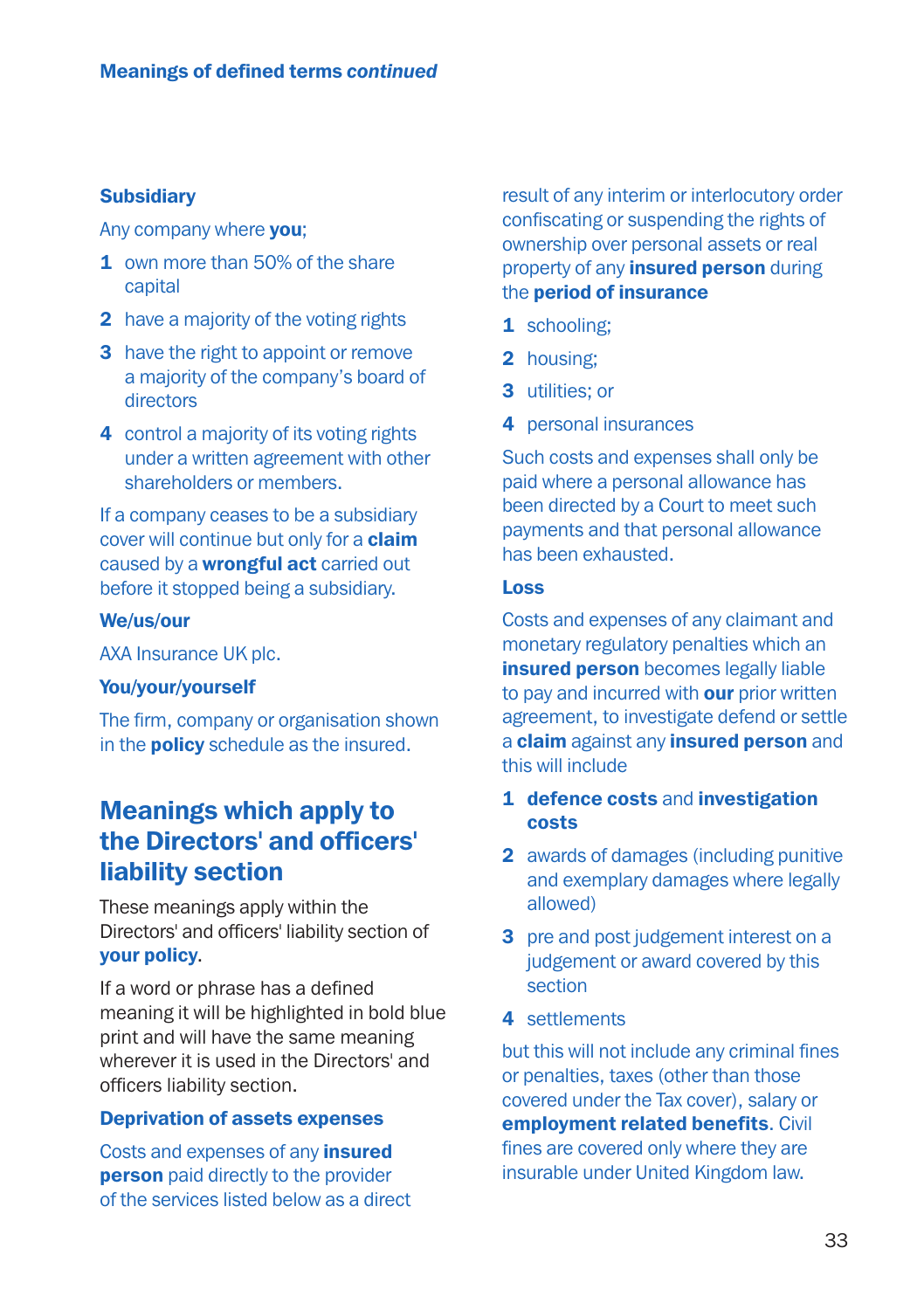### Subsidiary

Any company where **you**;

1. own more than 50% of the share capital
2. have a majority of the voting rights
3. have the right to appoint or remove a majority of the company's board of directors
4. control a majority of its voting rights under a written agreement with other shareholders or members.

If a company ceases to be a subsidiary cover will continue but only for a **claim** caused by a **wrongful act** carried out before it stopped being a subsidiary.

### We/us/our

AXA Insurance UK plc.

### You/your/yourself

The firm, company or organisation shown in the **policy** schedule as the insured.

## Meanings which apply to the Directors' and officers' liability section

These meanings apply within the Directors' and officers' liability section of **your policy**.

If a word or phrase has a defined meaning it will be highlighted in bold blue print and will have the same meaning wherever it is used in the Directors' and officers liability section.

### Deprivation of assets expenses

Costs and expenses of any **insured person** paid directly to the provider of the services listed below as a direct result of any interim or interlocutory order confiscating or suspending the rights of ownership over personal assets or real property of any **insured person** during the **period of insurance**

1. schooling;
2. housing;
3. utilities; or
4. personal insurances

Such costs and expenses shall only be paid where a personal allowance has been directed by a Court to meet such payments and that personal allowance has been exhausted.

### Loss

Costs and expenses of any claimant and monetary regulatory penalties which an **insured person** becomes legally liable to pay and incurred with **our** prior written agreement, to investigate defend or settle a **claim** against any **insured person** and this will include

1. **defence costs** and **investigation costs**
2. awards of damages (including punitive and exemplary damages where legally allowed)
3. pre and post judgement interest on a judgement or award covered by this section
4. settlements

but this will not include any criminal fines or penalties, taxes (other than those covered under the Tax cover), salary or **employment related benefits**. Civil fines are covered only where they are insurable under United Kingdom law.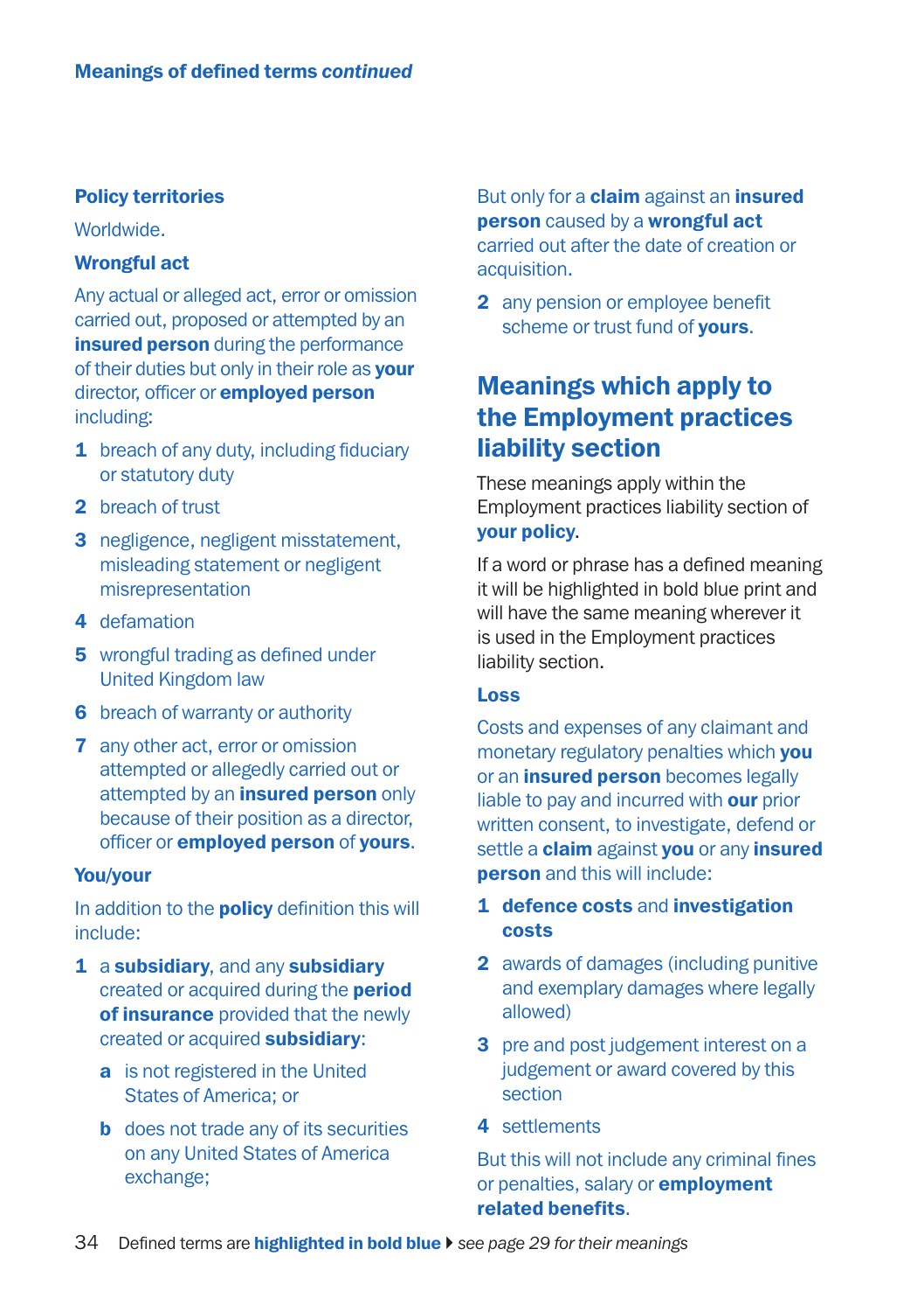**Meanings of defined terms *continued***

### Policy territories

Worldwide.

### Wrongful act

Any actual or alleged act, error or omission carried out, proposed or attempted by an **insured person** during the performance of their duties but only in their role as **your** director, officer or **employed person** including:

1. breach of any duty, including fiduciary or statutory duty
2. breach of trust
3. negligence, negligent misstatement, misleading statement or negligent misrepresentation
4. defamation
5. wrongful trading as defined under United Kingdom law
6. breach of warranty or authority
7. any other act, error or omission attempted or allegedly carried out or attempted by an **insured person** only because of their position as a director, officer or **employed person** of **yours**.

### You/your

In addition to the **policy** definition this will include:

1. a **subsidiary**, and any **subsidiary** created or acquired during the **period of insurance** provided that the newly created or acquired **subsidiary**:
   - a. is not registered in the United States of America; or
   - b. does not trade any of its securities on any United States of America exchange;

   But only for a **claim** against an **insured person** caused by a **wrongful act** carried out after the date of creation or acquisition.
2. any pension or employee benefit scheme or trust fund of **yours**.

## Meanings which apply to the Employment practices liability section

These meanings apply within the Employment practices liability section of **your policy**.

If a word or phrase has a defined meaning it will be highlighted in bold blue print and will have the same meaning wherever it is used in the Employment practices liability section.

### Loss

Costs and expenses of any claimant and monetary regulatory penalties which **you** or an **insured person** becomes legally liable to pay and incurred with **our** prior written consent, to investigate, defend or settle a **claim** against **you** or any **insured person** and this will include:

1. **defence costs** and **investigation costs**
2. awards of damages (including punitive and exemplary damages where legally allowed)
3. pre and post judgement interest on a judgement or award covered by this section
4. settlements

But this will not include any criminal fines or penalties, salary or **employment related benefits**.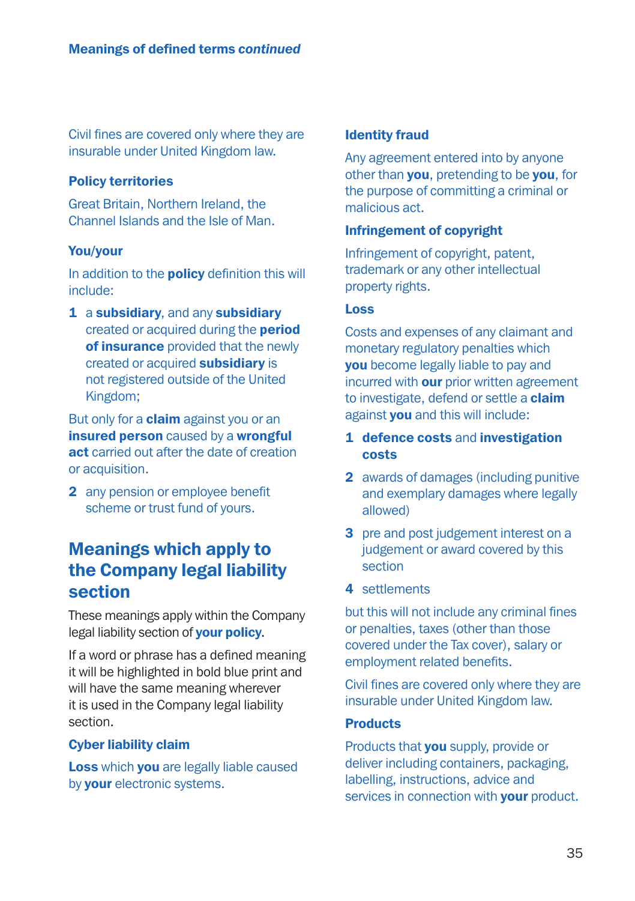Civil fines are covered only where they are insurable under United Kingdom law.

### Policy territories

Great Britain, Northern Ireland, the Channel Islands and the Isle of Man.

### You/your

In addition to the **policy** definition this will include:

1. a **subsidiary**, and any **subsidiary** created or acquired during the **period of insurance** provided that the newly created or acquired **subsidiary** is not registered outside of the United Kingdom;

But only for a **claim** against you or an **insured person** caused by a **wrongful act** carried out after the date of creation or acquisition.

2. any pension or employee benefit scheme or trust fund of yours.

## Meanings which apply to the Company legal liability section

These meanings apply within the Company legal liability section of **your policy**.

If a word or phrase has a defined meaning it will be highlighted in bold blue print and will have the same meaning wherever it is used in the Company legal liability section.

### Cyber liability claim

**Loss** which **you** are legally liable caused by **your** electronic systems.

### Identity fraud

Any agreement entered into by anyone other than **you**, pretending to be **you**, for the purpose of committing a criminal or malicious act.

### Infringement of copyright

Infringement of copyright, patent, trademark or any other intellectual property rights.

### Loss

Costs and expenses of any claimant and monetary regulatory penalties which **you** become legally liable to pay and incurred with **our** prior written agreement to investigate, defend or settle a **claim** against **you** and this will include:

1. **defence costs** and **investigation costs**
2. awards of damages (including punitive and exemplary damages where legally allowed)
3. pre and post judgement interest on a judgement or award covered by this section
4. settlements

but this will not include any criminal fines or penalties, taxes (other than those covered under the Tax cover), salary or employment related benefits.

Civil fines are covered only where they are insurable under United Kingdom law.

### Products

Products that **you** supply, provide or deliver including containers, packaging, labelling, instructions, advice and services in connection with **your** product.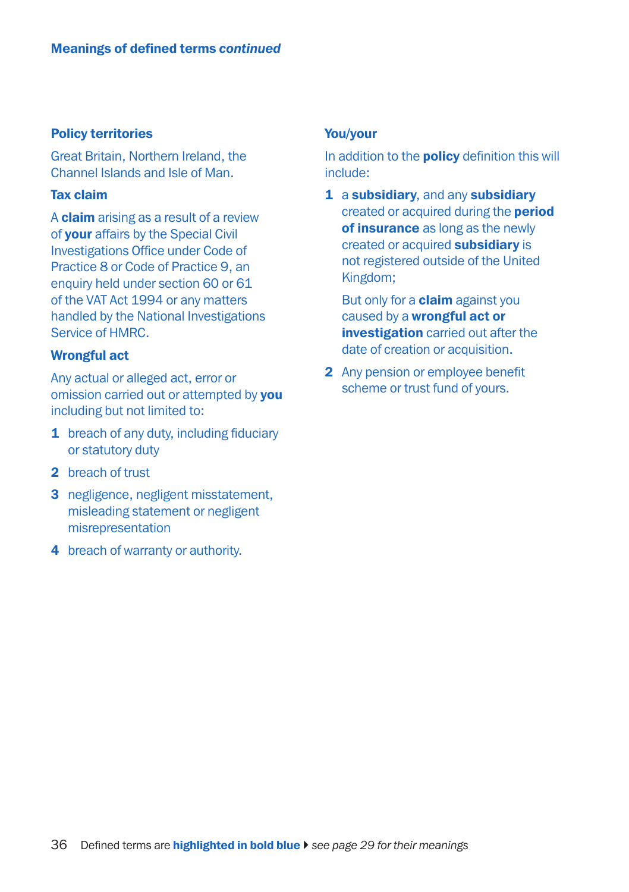## Meanings of defined terms *continued*

### Policy territories

Great Britain, Northern Ireland, the Channel Islands and Isle of Man.

### Tax claim

A **claim** arising as a result of a review of **your** affairs by the Special Civil Investigations Office under Code of Practice 8 or Code of Practice 9, an enquiry held under section 60 or 61 of the VAT Act 1994 or any matters handled by the National Investigations Service of HMRC.

### Wrongful act

Any actual or alleged act, error or omission carried out or attempted by **you** including but not limited to:

1. breach of any duty, including fiduciary or statutory duty
2. breach of trust
3. negligence, negligent misstatement, misleading statement or negligent misrepresentation
4. breach of warranty or authority.

### You/your

In addition to the **policy** definition this will include:

1. a **subsidiary**, and any **subsidiary** created or acquired during the **period of insurance** as long as the newly created or acquired **subsidiary** is not registered outside of the United Kingdom;

   But only for a **claim** against you caused by a **wrongful act or investigation** carried out after the date of creation or acquisition.

2. Any pension or employee benefit scheme or trust fund of yours.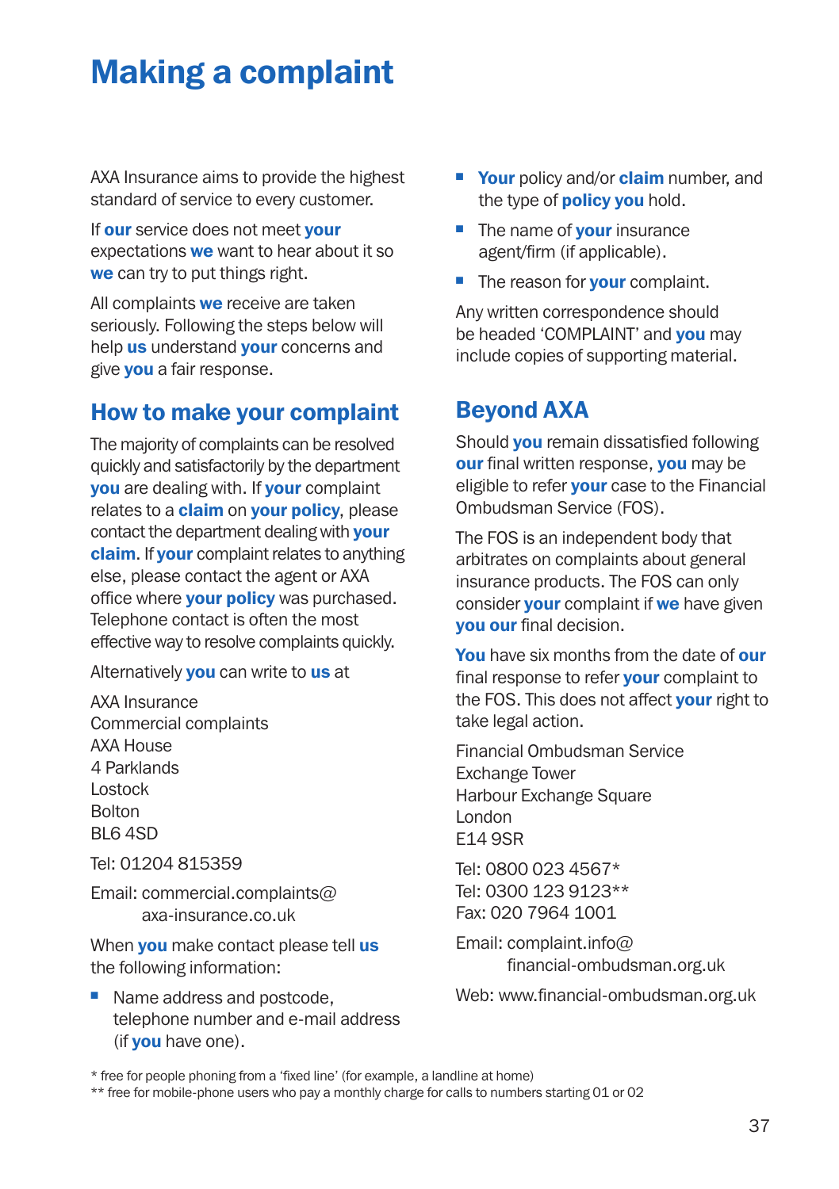# Making a complaint

AXA Insurance aims to provide the highest standard of service to every customer.

If **our** service does not meet **your** expectations **we** want to hear about it so **we** can try to put things right.

All complaints **we** receive are taken seriously. Following the steps below will help **us** understand **your** concerns and give **you** a fair response.

## How to make your complaint

The majority of complaints can be resolved quickly and satisfactorily by the department **you** are dealing with. If **your** complaint relates to a **claim** on **your policy**, please contact the department dealing with **your claim**. If **your** complaint relates to anything else, please contact the agent or AXA office where **your policy** was purchased. Telephone contact is often the most effective way to resolve complaints quickly.

Alternatively **you** can write to **us** at

AXA Insurance
Commercial complaints
AXA House
4 Parklands
Lostock
Bolton
BL6 4SD

Tel: 01204 815359

Email: commercial.complaints@axa-insurance.co.uk

When **you** make contact please tell **us** the following information:

- Name address and postcode, telephone number and e-mail address (if **you** have one).
- **Your** policy and/or **claim** number, and the type of **policy you** hold.
- The name of **your** insurance agent/firm (if applicable).
- The reason for **your** complaint.

Any written correspondence should be headed 'COMPLAINT' and **you** may include copies of supporting material.

## Beyond AXA

Should **you** remain dissatisfied following **our** final written response, **you** may be eligible to refer **your** case to the Financial Ombudsman Service (FOS).

The FOS is an independent body that arbitrates on complaints about general insurance products. The FOS can only consider **your** complaint if **we** have given **you our** final decision.

**You** have six months from the date of **our** final response to refer **your** complaint to the FOS. This does not affect **your** right to take legal action.

Financial Ombudsman Service
Exchange Tower
Harbour Exchange Square
London
E14 9SR

Tel: 0800 023 4567*
Tel: 0300 123 9123**
Fax: 020 7964 1001

Email: complaint.info@financial-ombudsman.org.uk

Web: www.financial-ombudsman.org.uk

* free for people phoning from a 'fixed line' (for example, a landline at home)
** free for mobile-phone users who pay a monthly charge for calls to numbers starting 01 or 02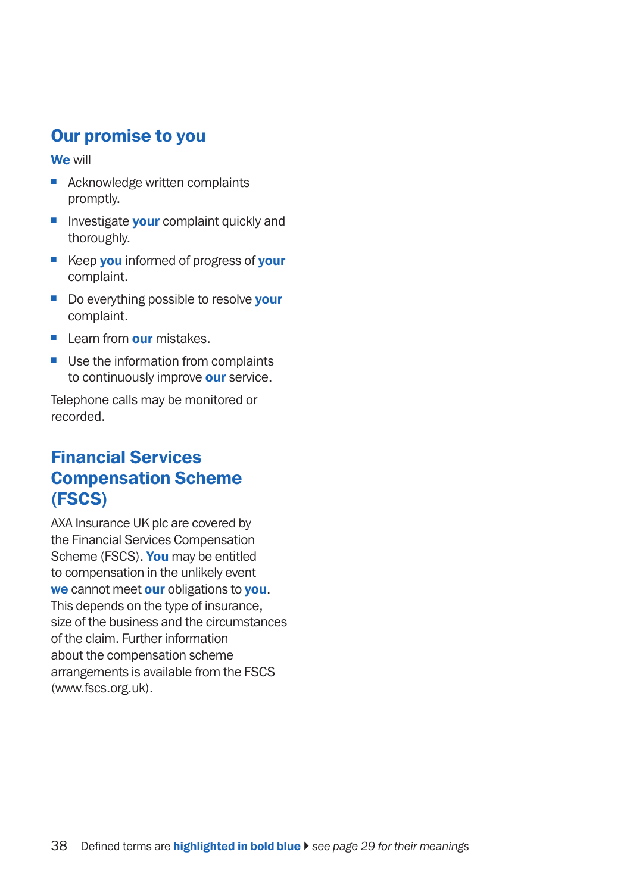## Our promise to you

**We** will

- Acknowledge written complaints promptly.
- Investigate **your** complaint quickly and thoroughly.
- Keep **you** informed of progress of **your** complaint.
- Do everything possible to resolve **your** complaint.
- Learn from **our** mistakes.
- Use the information from complaints to continuously improve **our** service.

Telephone calls may be monitored or recorded.

## Financial Services Compensation Scheme (FSCS)

AXA Insurance UK plc are covered by the Financial Services Compensation Scheme (FSCS). **You** may be entitled to compensation in the unlikely event **we** cannot meet **our** obligations to **you**. This depends on the type of insurance, size of the business and the circumstances of the claim. Further information about the compensation scheme arrangements is available from the FSCS (www.fscs.org.uk).

Defined terms are **highlighted in bold blue** ▸ *see page 29 for their meanings*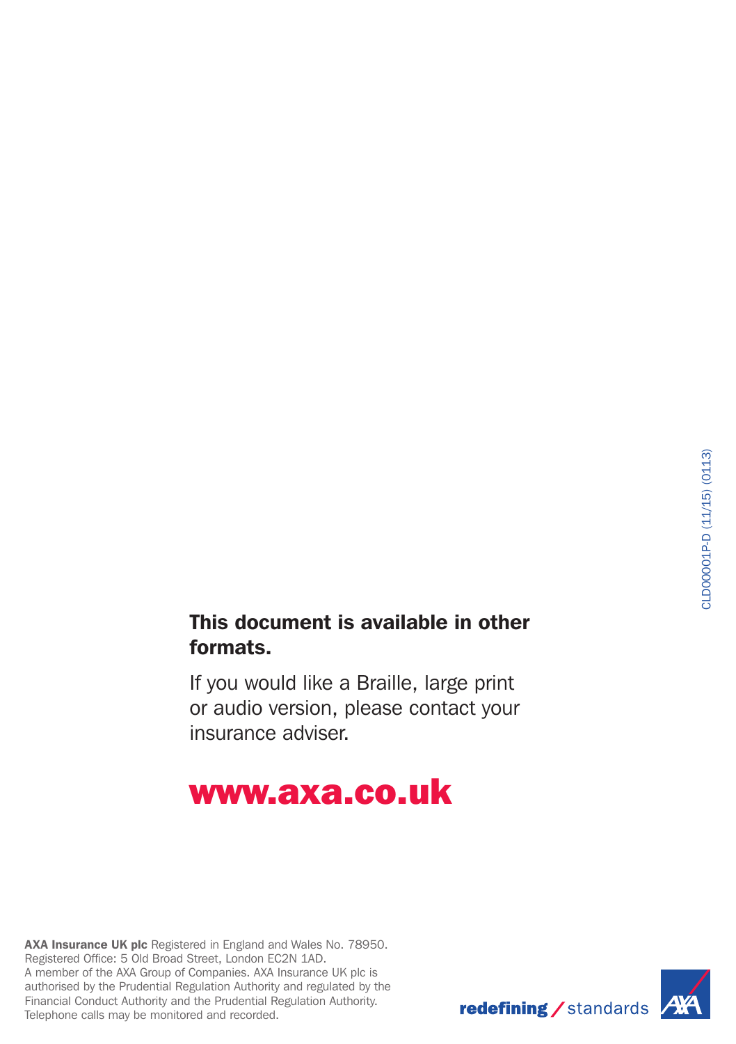**This document is available in other formats.**

If you would like a Braille, large print or audio version, please contact your insurance adviser.

**www.axa.co.uk**

**AXA Insurance UK plc** Registered in England and Wales No. 78950. Registered Office: 5 Old Broad Street, London EC2N 1AD. A member of the AXA Group of Companies. AXA Insurance UK plc is authorised by the Prudential Regulation Authority and regulated by the Financial Conduct Authority and the Prudential Regulation Authority. Telephone calls may be monitored and recorded.

**redefining** / standards

CLD00001P-D (11/15) (0113)